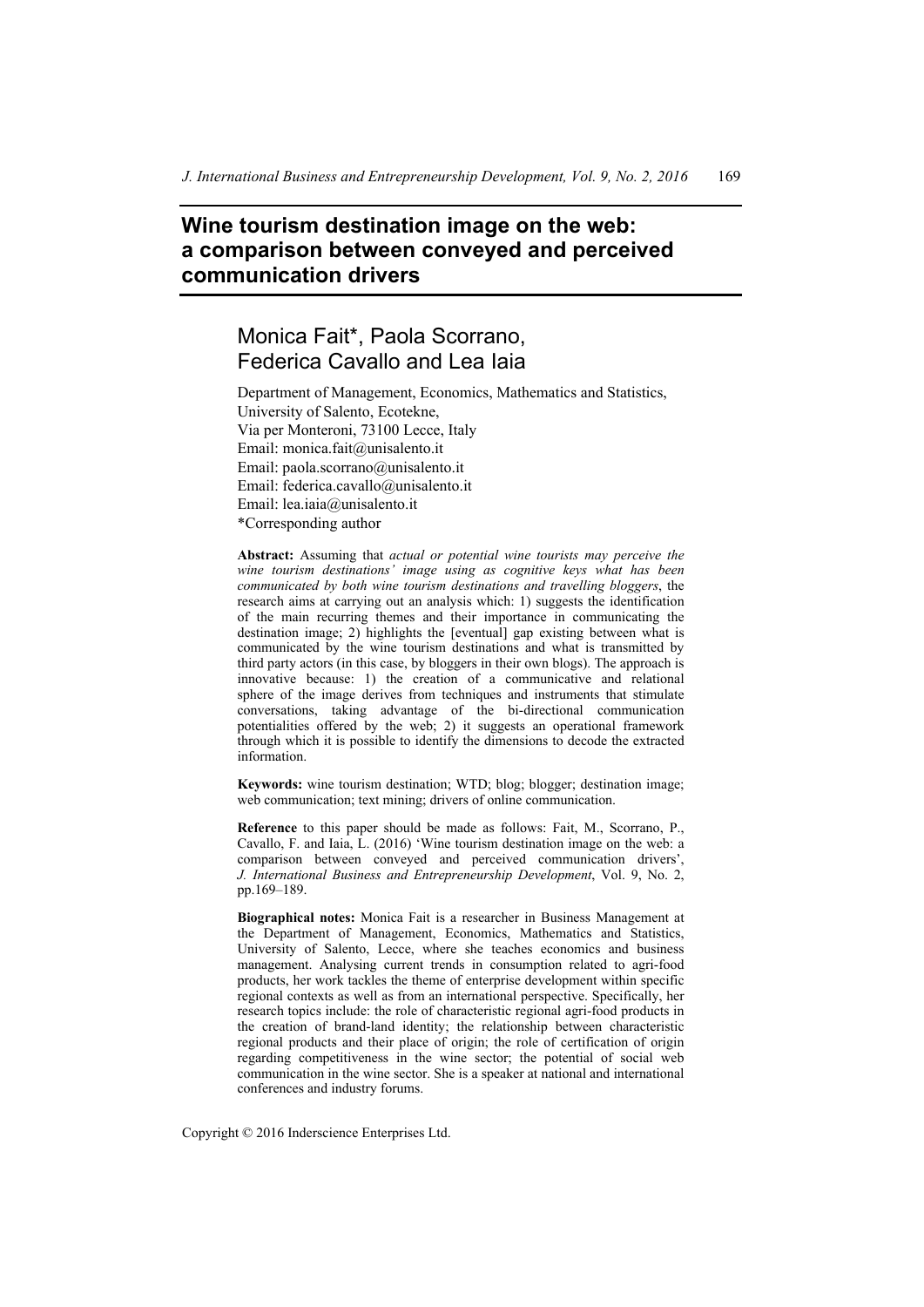# Wine tourism destination image on the web: a comparison between conveyed and perceived communication drivers

## Monica Fait*, Paola Scorrano, Federica Cavallo and Lea Iaia

Department of Management, Economics, Mathematics and Statistics,
University of Salento, Ecotekne,
Via per Monteroni, 73100 Lecce, Italy
Email: monica.fait@unisalento.it
Email: paola.scorrano@unisalento.it
Email: federica.cavallo@unisalento.it
Email: lea.iaia@unisalento.it
*Corresponding author

**Abstract:** Assuming that *actual or potential wine tourists may perceive the wine tourism destinations' image using as cognitive keys what has been communicated by both wine tourism destinations and travelling bloggers*, the research aims at carrying out an analysis which: 1) suggests the identification of the main recurring themes and their importance in communicating the destination image; 2) highlights the [eventual] gap existing between what is communicated by the wine tourism destinations and what is transmitted by third party actors (in this case, by bloggers in their own blogs). The approach is innovative because: 1) the creation of a communicative and relational sphere of the image derives from techniques and instruments that stimulate conversations, taking advantage of the bi-directional communication potentialities offered by the web; 2) it suggests an operational framework through which it is possible to identify the dimensions to decode the extracted information.

**Keywords:** wine tourism destination; WTD; blog; blogger; destination image; web communication; text mining; drivers of online communication.

**Reference** to this paper should be made as follows: Fait, M., Scorrano, P., Cavallo, F. and Iaia, L. (2016) 'Wine tourism destination image on the web: a comparison between conveyed and perceived communication drivers', *J. International Business and Entrepreneurship Development*, Vol. 9, No. 2, pp.169–189.

**Biographical notes:** Monica Fait is a researcher in Business Management at the Department of Management, Economics, Mathematics and Statistics, University of Salento, Lecce, where she teaches economics and business management. Analysing current trends in consumption related to agri-food products, her work tackles the theme of enterprise development within specific regional contexts as well as from an international perspective. Specifically, her research topics include: the role of characteristic regional agri-food products in the creation of brand-land identity; the relationship between characteristic regional products and their place of origin; the role of certification of origin regarding competitiveness in the wine sector; the potential of social web communication in the wine sector. She is a speaker at national and international conferences and industry forums.

Copyright © 2016 Inderscience Enterprises Ltd.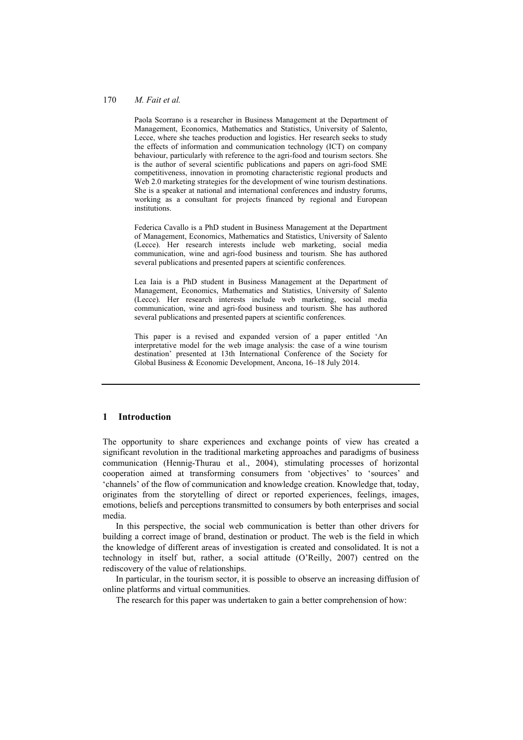Paola Scorrano is a researcher in Business Management at the Department of Management, Economics, Mathematics and Statistics, University of Salento, Lecce, where she teaches production and logistics. Her research seeks to study the effects of information and communication technology (ICT) on company behaviour, particularly with reference to the agri-food and tourism sectors. She is the author of several scientific publications and papers on agri-food SME competitiveness, innovation in promoting characteristic regional products and Web 2.0 marketing strategies for the development of wine tourism destinations. She is a speaker at national and international conferences and industry forums, working as a consultant for projects financed by regional and European institutions.

Federica Cavallo is a PhD student in Business Management at the Department of Management, Economics, Mathematics and Statistics, University of Salento (Lecce). Her research interests include web marketing, social media communication, wine and agri-food business and tourism. She has authored several publications and presented papers at scientific conferences.

Lea Iaia is a PhD student in Business Management at the Department of Management, Economics, Mathematics and Statistics, University of Salento (Lecce). Her research interests include web marketing, social media communication, wine and agri-food business and tourism. She has authored several publications and presented papers at scientific conferences.

This paper is a revised and expanded version of a paper entitled 'An interpretative model for the web image analysis: the case of a wine tourism destination' presented at 13th International Conference of the Society for Global Business & Economic Development, Ancona, 16–18 July 2014.

## 1 Introduction

The opportunity to share experiences and exchange points of view has created a significant revolution in the traditional marketing approaches and paradigms of business communication (Hennig-Thurau et al., 2004), stimulating processes of horizontal cooperation aimed at transforming consumers from 'objectives' to 'sources' and 'channels' of the flow of communication and knowledge creation. Knowledge that, today, originates from the storytelling of direct or reported experiences, feelings, images, emotions, beliefs and perceptions transmitted to consumers by both enterprises and social media.

In this perspective, the social web communication is better than other drivers for building a correct image of brand, destination or product. The web is the field in which the knowledge of different areas of investigation is created and consolidated. It is not a technology in itself but, rather, a social attitude (O'Reilly, 2007) centred on the rediscovery of the value of relationships.

In particular, in the tourism sector, it is possible to observe an increasing diffusion of online platforms and virtual communities.

The research for this paper was undertaken to gain a better comprehension of how: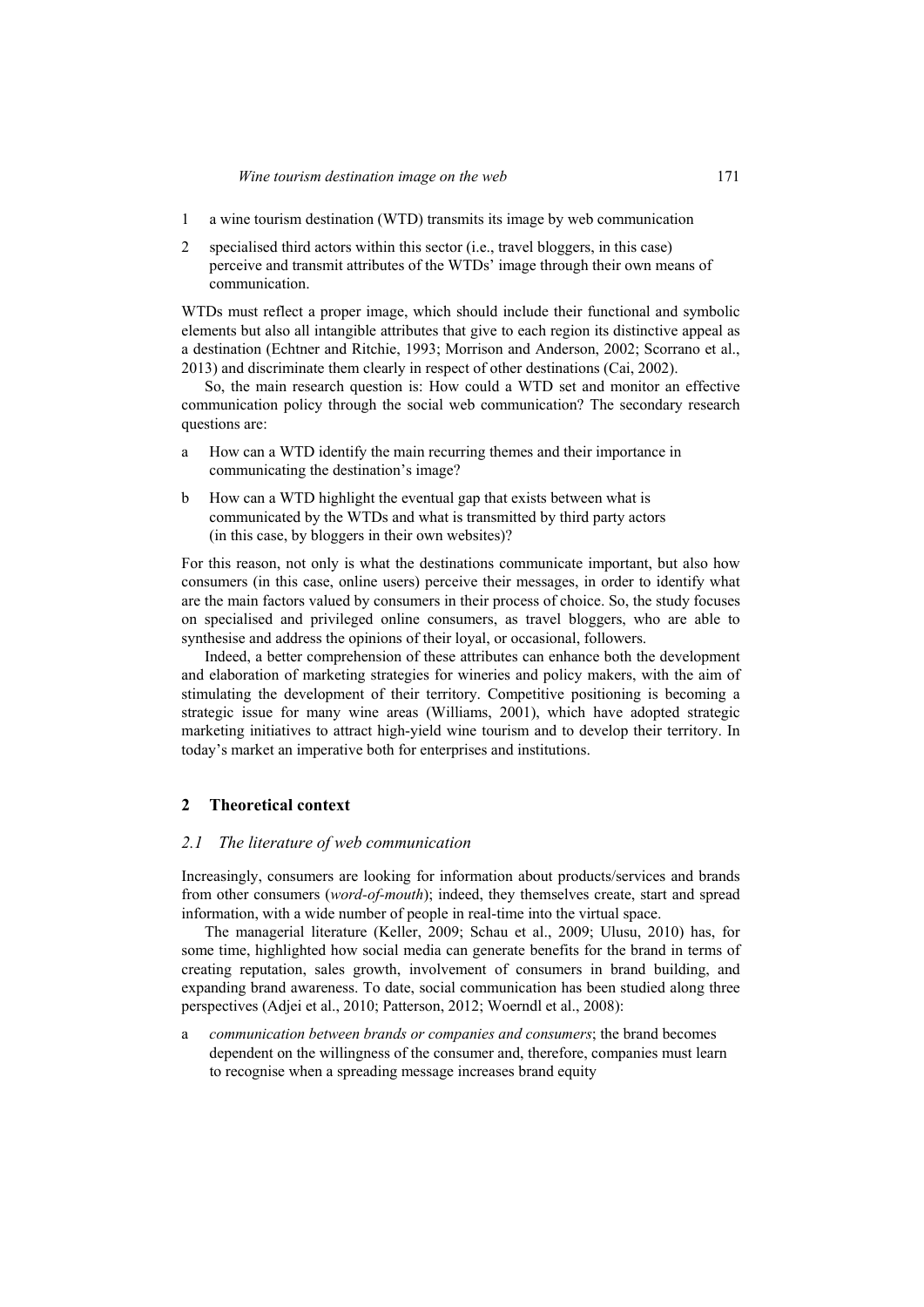1 a wine tourism destination (WTD) transmits its image by web communication

2 specialised third actors within this sector (i.e., travel bloggers, in this case) perceive and transmit attributes of the WTDs' image through their own means of communication.

WTDs must reflect a proper image, which should include their functional and symbolic elements but also all intangible attributes that give to each region its distinctive appeal as a destination (Echtner and Ritchie, 1993; Morrison and Anderson, 2002; Scorrano et al., 2013) and discriminate them clearly in respect of other destinations (Cai, 2002).

So, the main research question is: How could a WTD set and monitor an effective communication policy through the social web communication? The secondary research questions are:

a How can a WTD identify the main recurring themes and their importance in communicating the destination's image?

b How can a WTD highlight the eventual gap that exists between what is communicated by the WTDs and what is transmitted by third party actors (in this case, by bloggers in their own websites)?

For this reason, not only is what the destinations communicate important, but also how consumers (in this case, online users) perceive their messages, in order to identify what are the main factors valued by consumers in their process of choice. So, the study focuses on specialised and privileged online consumers, as travel bloggers, who are able to synthesise and address the opinions of their loyal, or occasional, followers.

Indeed, a better comprehension of these attributes can enhance both the development and elaboration of marketing strategies for wineries and policy makers, with the aim of stimulating the development of their territory. Competitive positioning is becoming a strategic issue for many wine areas (Williams, 2001), which have adopted strategic marketing initiatives to attract high-yield wine tourism and to develop their territory. In today's market an imperative both for enterprises and institutions.

## 2 Theoretical context

### *2.1 The literature of web communication*

Increasingly, consumers are looking for information about products/services and brands from other consumers (*word-of-mouth*); indeed, they themselves create, start and spread information, with a wide number of people in real-time into the virtual space.

The managerial literature (Keller, 2009; Schau et al., 2009; Ulusu, 2010) has, for some time, highlighted how social media can generate benefits for the brand in terms of creating reputation, sales growth, involvement of consumers in brand building, and expanding brand awareness. To date, social communication has been studied along three perspectives (Adjei et al., 2010; Patterson, 2012; Woerndl et al., 2008):

a *communication between brands or companies and consumers*; the brand becomes dependent on the willingness of the consumer and, therefore, companies must learn to recognise when a spreading message increases brand equity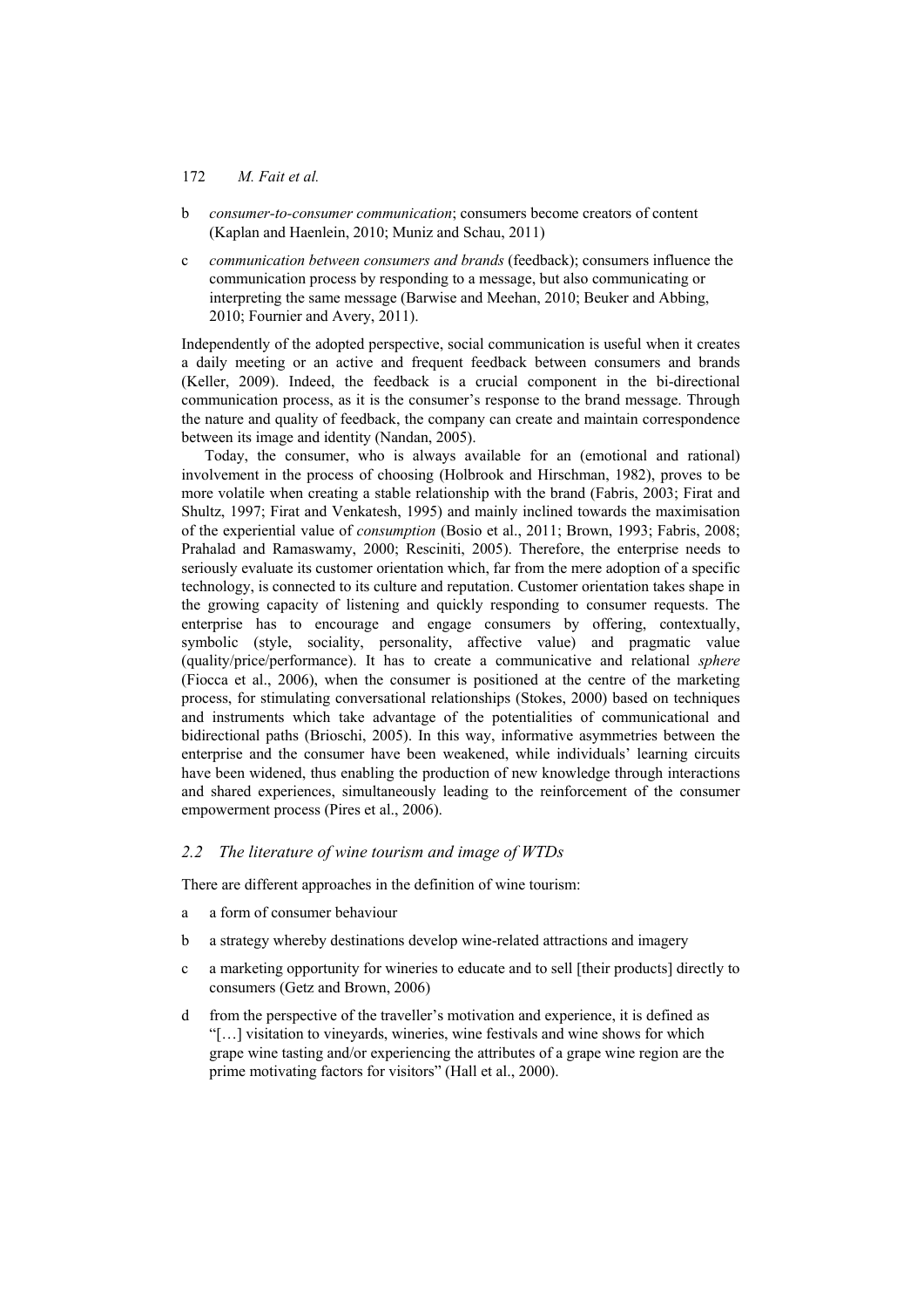b *consumer-to-consumer communication*; consumers become creators of content (Kaplan and Haenlein, 2010; Muniz and Schau, 2011)

c *communication between consumers and brands* (feedback); consumers influence the communication process by responding to a message, but also communicating or interpreting the same message (Barwise and Meehan, 2010; Beuker and Abbing, 2010; Fournier and Avery, 2011).

Independently of the adopted perspective, social communication is useful when it creates a daily meeting or an active and frequent feedback between consumers and brands (Keller, 2009). Indeed, the feedback is a crucial component in the bi-directional communication process, as it is the consumer's response to the brand message. Through the nature and quality of feedback, the company can create and maintain correspondence between its image and identity (Nandan, 2005).

Today, the consumer, who is always available for an (emotional and rational) involvement in the process of choosing (Holbrook and Hirschman, 1982), proves to be more volatile when creating a stable relationship with the brand (Fabris, 2003; Firat and Shultz, 1997; Firat and Venkatesh, 1995) and mainly inclined towards the maximisation of the experiential value of *consumption* (Bosio et al., 2011; Brown, 1993; Fabris, 2008; Prahalad and Ramaswamy, 2000; Resciniti, 2005). Therefore, the enterprise needs to seriously evaluate its customer orientation which, far from the mere adoption of a specific technology, is connected to its culture and reputation. Customer orientation takes shape in the growing capacity of listening and quickly responding to consumer requests. The enterprise has to encourage and engage consumers by offering, contextually, symbolic (style, sociality, personality, affective value) and pragmatic value (quality/price/performance). It has to create a communicative and relational *sphere* (Fiocca et al., 2006), when the consumer is positioned at the centre of the marketing process, for stimulating conversational relationships (Stokes, 2000) based on techniques and instruments which take advantage of the potentialities of communicational and bidirectional paths (Brioschi, 2005). In this way, informative asymmetries between the enterprise and the consumer have been weakened, while individuals' learning circuits have been widened, thus enabling the production of new knowledge through interactions and shared experiences, simultaneously leading to the reinforcement of the consumer empowerment process (Pires et al., 2006).

### *2.2 The literature of wine tourism and image of WTDs*

There are different approaches in the definition of wine tourism:

a a form of consumer behaviour

b a strategy whereby destinations develop wine-related attractions and imagery

c a marketing opportunity for wineries to educate and to sell [their products] directly to consumers (Getz and Brown, 2006)

d from the perspective of the traveller's motivation and experience, it is defined as "[…] visitation to vineyards, wineries, wine festivals and wine shows for which grape wine tasting and/or experiencing the attributes of a grape wine region are the prime motivating factors for visitors" (Hall et al., 2000).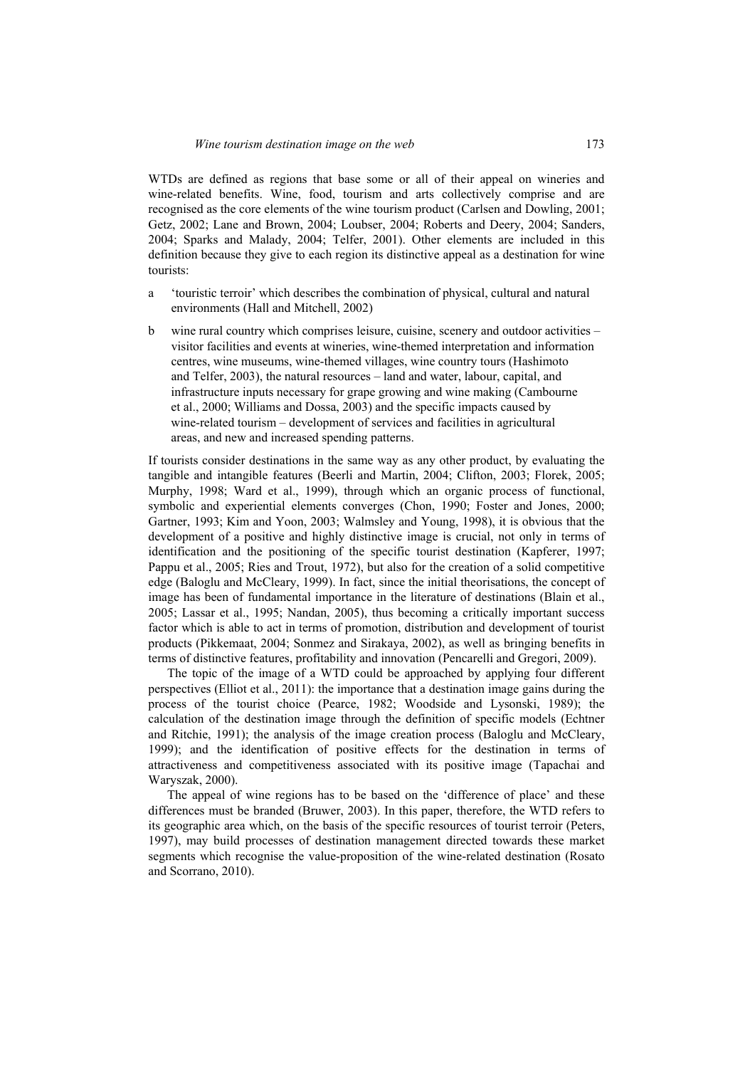WTDs are defined as regions that base some or all of their appeal on wineries and wine-related benefits. Wine, food, tourism and arts collectively comprise and are recognised as the core elements of the wine tourism product (Carlsen and Dowling, 2001; Getz, 2002; Lane and Brown, 2004; Loubser, 2004; Roberts and Deery, 2004; Sanders, 2004; Sparks and Malady, 2004; Telfer, 2001). Other elements are included in this definition because they give to each region its distinctive appeal as a destination for wine tourists:

a 'touristic terroir' which describes the combination of physical, cultural and natural environments (Hall and Mitchell, 2002)

b wine rural country which comprises leisure, cuisine, scenery and outdoor activities – visitor facilities and events at wineries, wine-themed interpretation and information centres, wine museums, wine-themed villages, wine country tours (Hashimoto and Telfer, 2003), the natural resources – land and water, labour, capital, and infrastructure inputs necessary for grape growing and wine making (Cambourne et al., 2000; Williams and Dossa, 2003) and the specific impacts caused by wine-related tourism – development of services and facilities in agricultural areas, and new and increased spending patterns.

If tourists consider destinations in the same way as any other product, by evaluating the tangible and intangible features (Beerli and Martin, 2004; Clifton, 2003; Florek, 2005; Murphy, 1998; Ward et al., 1999), through which an organic process of functional, symbolic and experiential elements converges (Chon, 1990; Foster and Jones, 2000; Gartner, 1993; Kim and Yoon, 2003; Walmsley and Young, 1998), it is obvious that the development of a positive and highly distinctive image is crucial, not only in terms of identification and the positioning of the specific tourist destination (Kapferer, 1997; Pappu et al., 2005; Ries and Trout, 1972), but also for the creation of a solid competitive edge (Baloglu and McCleary, 1999). In fact, since the initial theorisations, the concept of image has been of fundamental importance in the literature of destinations (Blain et al., 2005; Lassar et al., 1995; Nandan, 2005), thus becoming a critically important success factor which is able to act in terms of promotion, distribution and development of tourist products (Pikkemaat, 2004; Sonmez and Sirakaya, 2002), as well as bringing benefits in terms of distinctive features, profitability and innovation (Pencarelli and Gregori, 2009).

The topic of the image of a WTD could be approached by applying four different perspectives (Elliot et al., 2011): the importance that a destination image gains during the process of the tourist choice (Pearce, 1982; Woodside and Lysonski, 1989); the calculation of the destination image through the definition of specific models (Echtner and Ritchie, 1991); the analysis of the image creation process (Baloglu and McCleary, 1999); and the identification of positive effects for the destination in terms of attractiveness and competitiveness associated with its positive image (Tapachai and Waryszak, 2000).

The appeal of wine regions has to be based on the 'difference of place' and these differences must be branded (Bruwer, 2003). In this paper, therefore, the WTD refers to its geographic area which, on the basis of the specific resources of tourist terroir (Peters, 1997), may build processes of destination management directed towards these market segments which recognise the value-proposition of the wine-related destination (Rosato and Scorrano, 2010).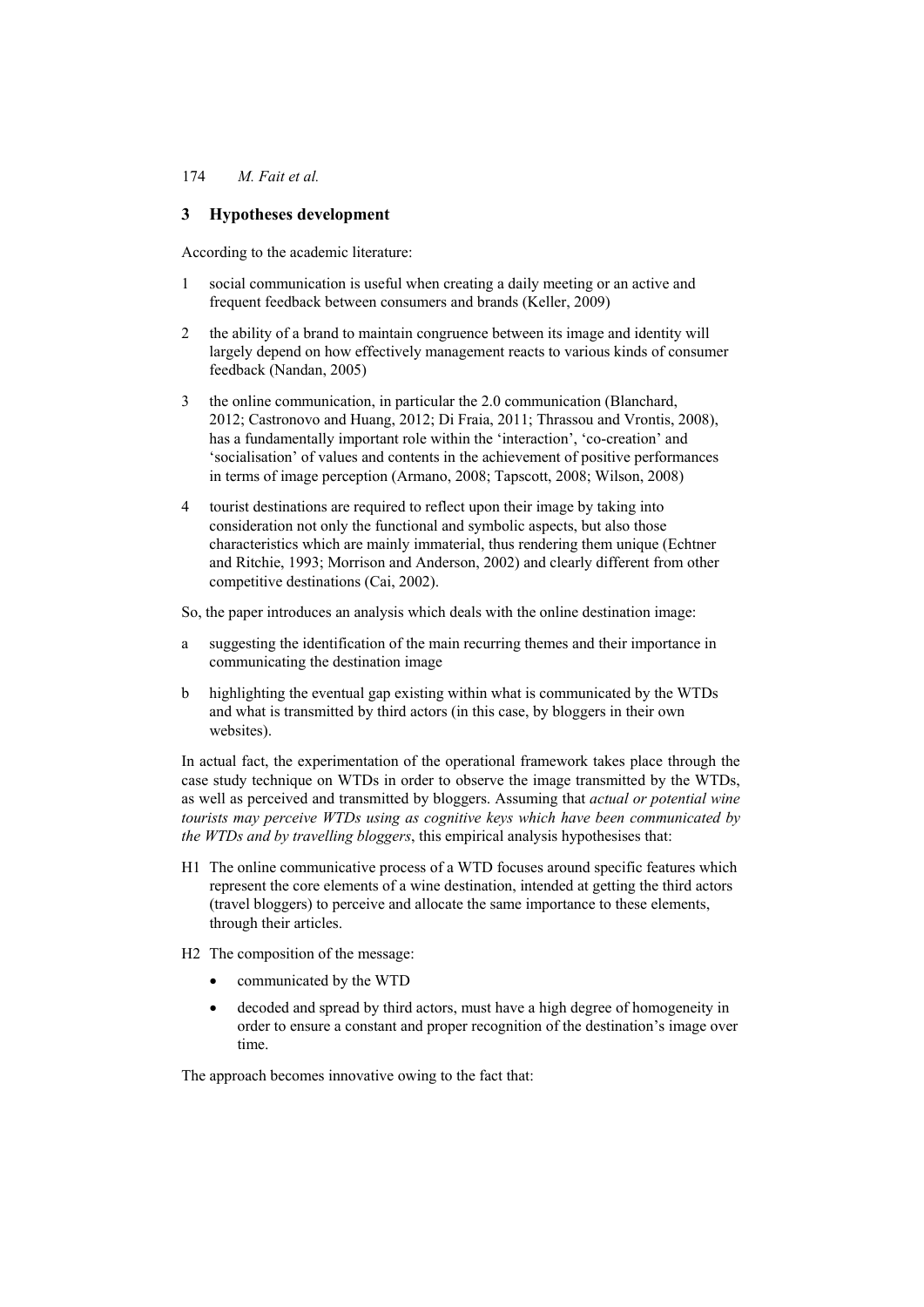## 3 Hypotheses development

According to the academic literature:

1. social communication is useful when creating a daily meeting or an active and frequent feedback between consumers and brands (Keller, 2009)
2. the ability of a brand to maintain congruence between its image and identity will largely depend on how effectively management reacts to various kinds of consumer feedback (Nandan, 2005)
3. the online communication, in particular the 2.0 communication (Blanchard, 2012; Castronovo and Huang, 2012; Di Fraia, 2011; Thrassou and Vrontis, 2008), has a fundamentally important role within the 'interaction', 'co-creation' and 'socialisation' of values and contents in the achievement of positive performances in terms of image perception (Armano, 2008; Tapscott, 2008; Wilson, 2008)
4. tourist destinations are required to reflect upon their image by taking into consideration not only the functional and symbolic aspects, but also those characteristics which are mainly immaterial, thus rendering them unique (Echtner and Ritchie, 1993; Morrison and Anderson, 2002) and clearly different from other competitive destinations (Cai, 2002).

So, the paper introduces an analysis which deals with the online destination image:

a. suggesting the identification of the main recurring themes and their importance in communicating the destination image
b. highlighting the eventual gap existing within what is communicated by the WTDs and what is transmitted by third actors (in this case, by bloggers in their own websites).

In actual fact, the experimentation of the operational framework takes place through the case study technique on WTDs in order to observe the image transmitted by the WTDs, as well as perceived and transmitted by bloggers. Assuming that *actual or potential wine tourists may perceive WTDs using as cognitive keys which have been communicated by the WTDs and by travelling bloggers*, this empirical analysis hypothesises that:

H1 The online communicative process of a WTD focuses around specific features which represent the core elements of a wine destination, intended at getting the third actors (travel bloggers) to perceive and allocate the same importance to these elements, through their articles.

H2 The composition of the message:

- communicated by the WTD
- decoded and spread by third actors, must have a high degree of homogeneity in order to ensure a constant and proper recognition of the destination's image over time.

The approach becomes innovative owing to the fact that: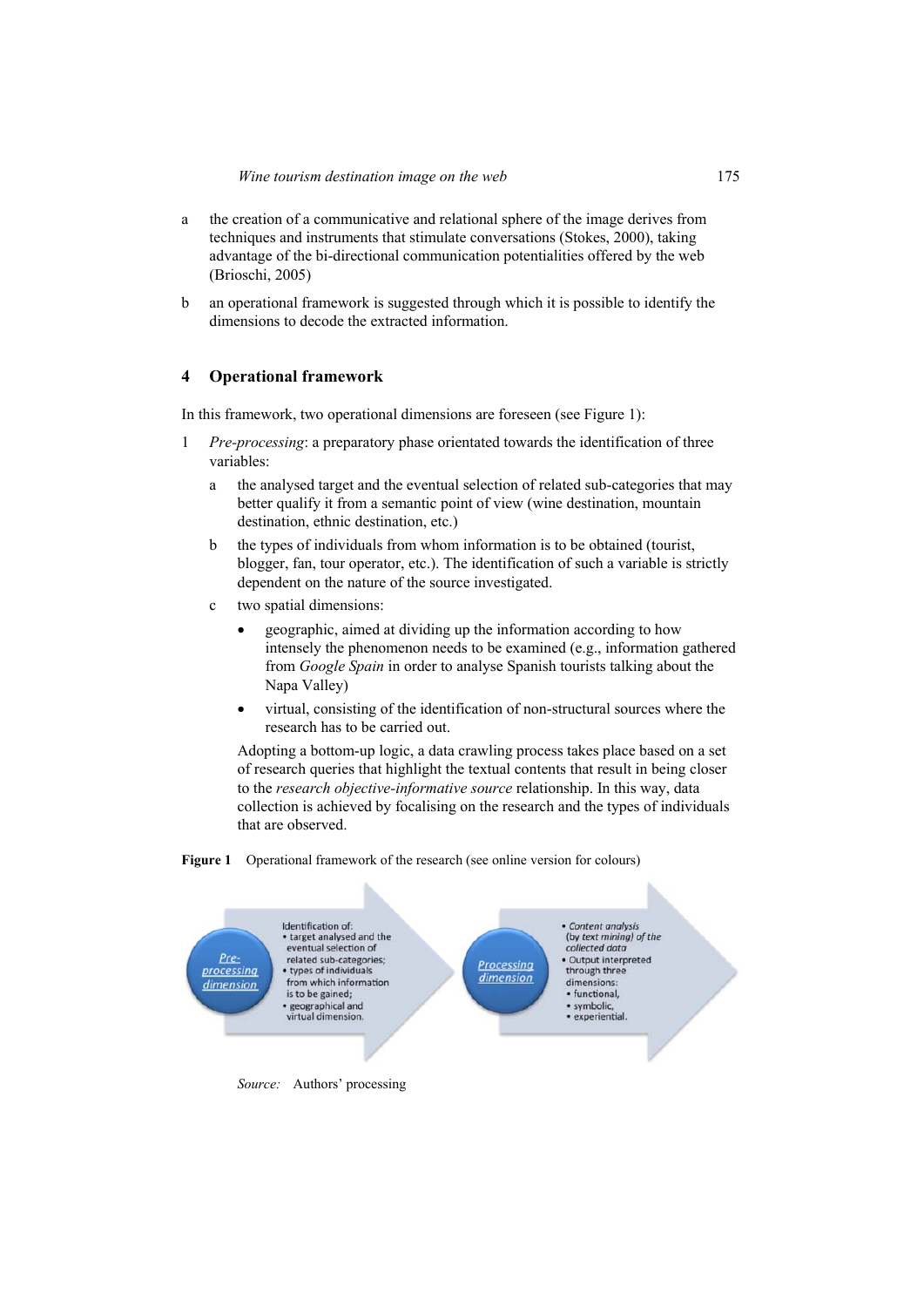a the creation of a communicative and relational sphere of the image derives from techniques and instruments that stimulate conversations (Stokes, 2000), taking advantage of the bi-directional communication potentialities offered by the web (Brioschi, 2005)

b an operational framework is suggested through which it is possible to identify the dimensions to decode the extracted information.

## 4 Operational framework

In this framework, two operational dimensions are foreseen (see Figure 1):

1 *Pre-processing*: a preparatory phase orientated towards the identification of three variables:

   a the analysed target and the eventual selection of related sub-categories that may better qualify it from a semantic point of view (wine destination, mountain destination, ethnic destination, etc.)

   b the types of individuals from whom information is to be obtained (tourist, blogger, fan, tour operator, etc.). The identification of such a variable is strictly dependent on the nature of the source investigated.

   c two spatial dimensions:

      - geographic, aimed at dividing up the information according to how intensely the phenomenon needs to be examined (e.g., information gathered from *Google Spain* in order to analyse Spanish tourists talking about the Napa Valley)
      - virtual, consisting of the identification of non-structural sources where the research has to be carried out.

   Adopting a bottom-up logic, a data crawling process takes place based on a set of research queries that highlight the textual contents that result in being closer to the *research objective-informative source* relationship. In this way, data collection is achieved by focalising on the research and the types of individuals that are observed.

**Figure 1** Operational framework of the research (see online version for colours)

Pre-processing dimension

Identification of:
- target analysed and the eventual selection of related sub-categories;
- types of individuals from which information is to be gained;
- geographical and virtual dimension.

Processing dimension

- *Content analysis (by text mining) of the collected data*
- Output interpreted through three dimensions:
  - functional,
  - symbolic,
  - experiential.

*Source:* Authors' processing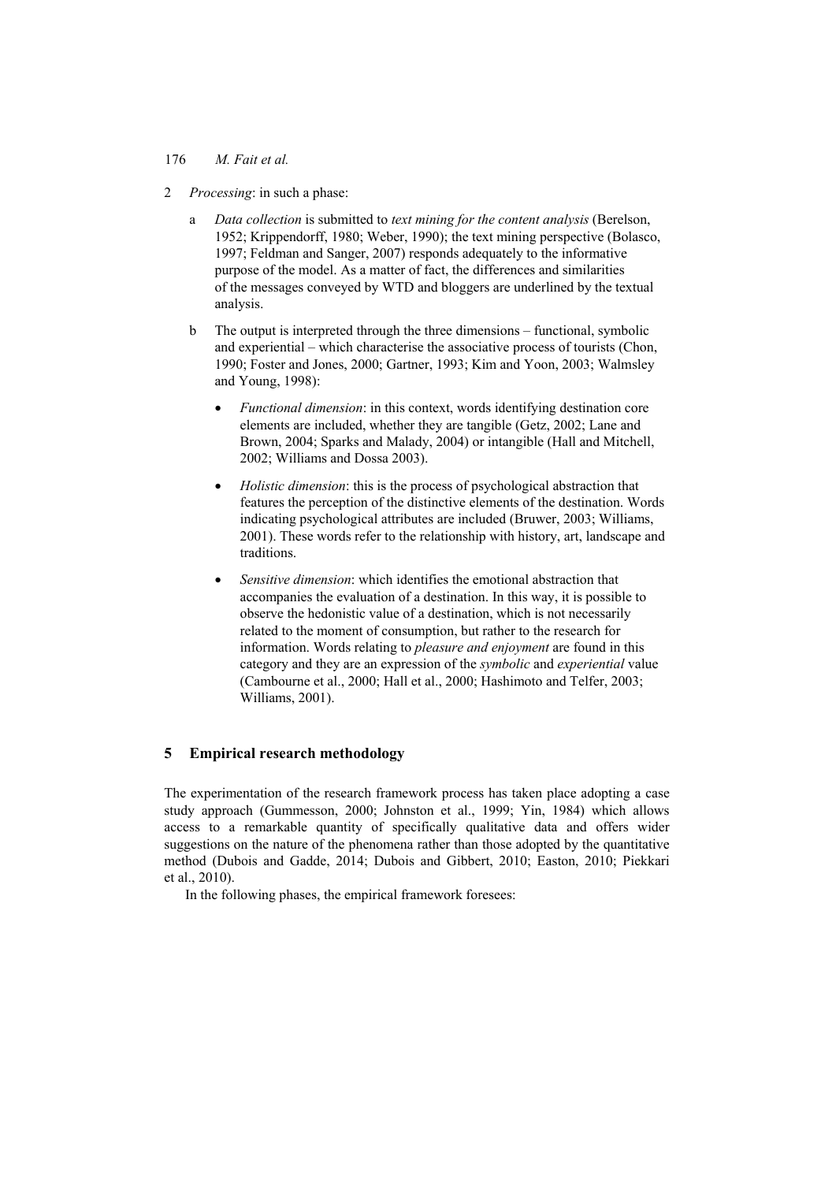2 *Processing*: in such a phase:

   a *Data collection* is submitted to *text mining for the content analysis* (Berelson, 1952; Krippendorff, 1980; Weber, 1990); the text mining perspective (Bolasco, 1997; Feldman and Sanger, 2007) responds adequately to the informative purpose of the model. As a matter of fact, the differences and similarities of the messages conveyed by WTD and bloggers are underlined by the textual analysis.

   b The output is interpreted through the three dimensions – functional, symbolic and experiential – which characterise the associative process of tourists (Chon, 1990; Foster and Jones, 2000; Gartner, 1993; Kim and Yoon, 2003; Walmsley and Young, 1998):

   - *Functional dimension*: in this context, words identifying destination core elements are included, whether they are tangible (Getz, 2002; Lane and Brown, 2004; Sparks and Malady, 2004) or intangible (Hall and Mitchell, 2002; Williams and Dossa 2003).
   - *Holistic dimension*: this is the process of psychological abstraction that features the perception of the distinctive elements of the destination. Words indicating psychological attributes are included (Bruwer, 2003; Williams, 2001). These words refer to the relationship with history, art, landscape and traditions.
   - *Sensitive dimension*: which identifies the emotional abstraction that accompanies the evaluation of a destination. In this way, it is possible to observe the hedonistic value of a destination, which is not necessarily related to the moment of consumption, but rather to the research for information. Words relating to *pleasure and enjoyment* are found in this category and they are an expression of the *symbolic* and *experiential* value (Cambourne et al., 2000; Hall et al., 2000; Hashimoto and Telfer, 2003; Williams, 2001).

## 5 Empirical research methodology

The experimentation of the research framework process has taken place adopting a case study approach (Gummesson, 2000; Johnston et al., 1999; Yin, 1984) which allows access to a remarkable quantity of specifically qualitative data and offers wider suggestions on the nature of the phenomena rather than those adopted by the quantitative method (Dubois and Gadde, 2014; Dubois and Gibbert, 2010; Easton, 2010; Piekkari et al., 2010).

In the following phases, the empirical framework foresees: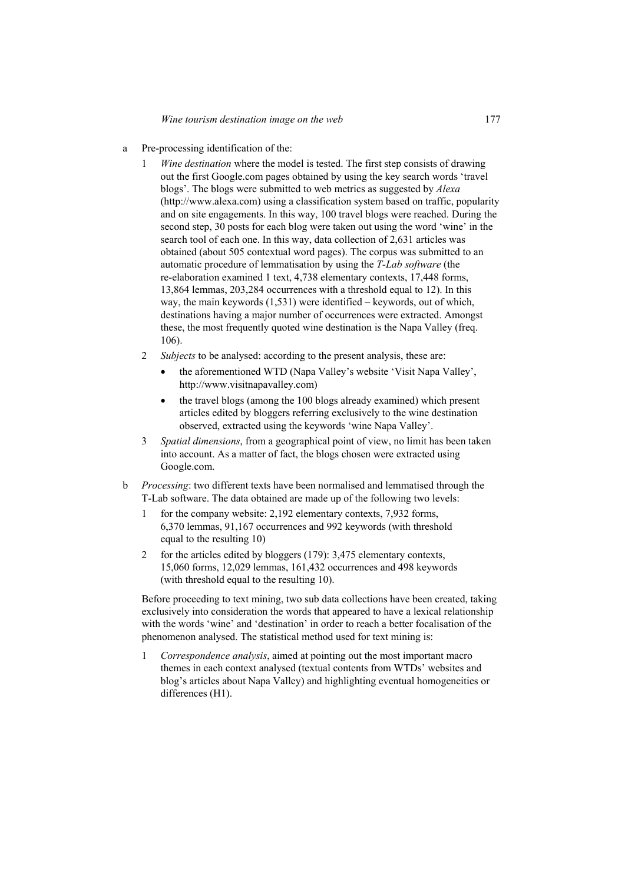a Pre-processing identification of the:

   1 *Wine destination* where the model is tested. The first step consists of drawing out the first Google.com pages obtained by using the key search words 'travel blogs'. The blogs were submitted to web metrics as suggested by *Alexa* (http://www.alexa.com) using a classification system based on traffic, popularity and on site engagements. In this way, 100 travel blogs were reached. During the second step, 30 posts for each blog were taken out using the word 'wine' in the search tool of each one. In this way, data collection of 2,631 articles was obtained (about 505 contextual word pages). The corpus was submitted to an automatic procedure of lemmatisation by using the *T-Lab software* (the re-elaboration examined 1 text, 4,738 elementary contexts, 17,448 forms, 13,864 lemmas, 203,284 occurrences with a threshold equal to 12). In this way, the main keywords (1,531) were identified – keywords, out of which, destinations having a major number of occurrences were extracted. Amongst these, the most frequently quoted wine destination is the Napa Valley (freq. 106).

   2 *Subjects* to be analysed: according to the present analysis, these are:

      - the aforementioned WTD (Napa Valley's website 'Visit Napa Valley', http://www.visitnapavalley.com)
      - the travel blogs (among the 100 blogs already examined) which present articles edited by bloggers referring exclusively to the wine destination observed, extracted using the keywords 'wine Napa Valley'.

   3 *Spatial dimensions*, from a geographical point of view, no limit has been taken into account. As a matter of fact, the blogs chosen were extracted using Google.com.

b *Processing*: two different texts have been normalised and lemmatised through the T-Lab software. The data obtained are made up of the following two levels:

   1 for the company website: 2,192 elementary contexts, 7,932 forms, 6,370 lemmas, 91,167 occurrences and 992 keywords (with threshold equal to the resulting 10)

   2 for the articles edited by bloggers (179): 3,475 elementary contexts, 15,060 forms, 12,029 lemmas, 161,432 occurrences and 498 keywords (with threshold equal to the resulting 10).

   Before proceeding to text mining, two sub data collections have been created, taking exclusively into consideration the words that appeared to have a lexical relationship with the words 'wine' and 'destination' in order to reach a better focalisation of the phenomenon analysed. The statistical method used for text mining is:

   1 *Correspondence analysis*, aimed at pointing out the most important macro themes in each context analysed (textual contents from WTDs' websites and blog's articles about Napa Valley) and highlighting eventual homogeneities or differences (H1).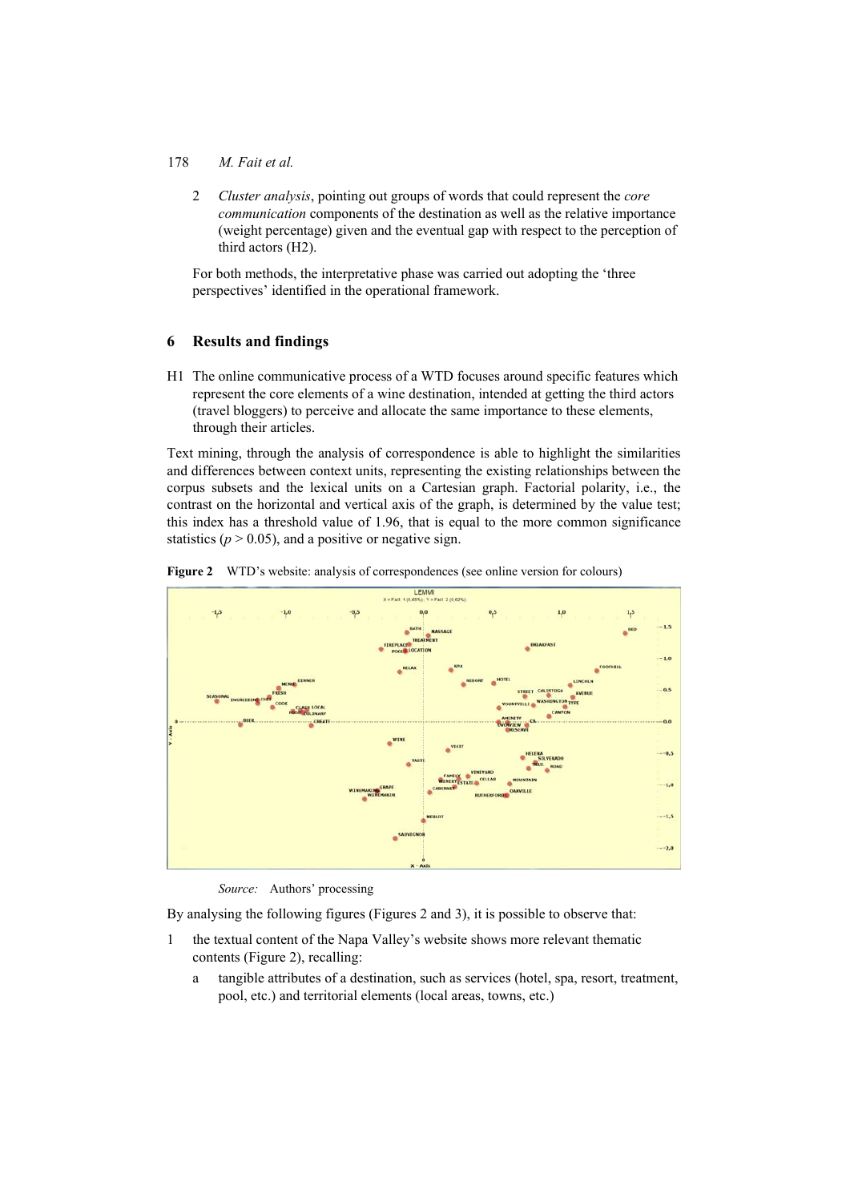2. *Cluster analysis*, pointing out groups of words that could represent the *core communication* components of the destination as well as the relative importance (weight percentage) given and the eventual gap with respect to the perception of third actors (H2).

For both methods, the interpretative phase was carried out adopting the 'three perspectives' identified in the operational framework.

## 6 Results and findings

H1 The online communicative process of a WTD focuses around specific features which represent the core elements of a wine destination, intended at getting the third actors (travel bloggers) to perceive and allocate the same importance to these elements, through their articles.

Text mining, through the analysis of correspondence is able to highlight the similarities and differences between context units, representing the existing relationships between the corpus subsets and the lexical units on a Cartesian graph. Factorial polarity, i.e., the contrast on the horizontal and vertical axis of the graph, is determined by the value test; this index has a threshold value of 1.96, that is equal to the more common significance statistics ($p > 0.05$), and a positive or negative sign.

**Figure 2** WTD's website: analysis of correspondences (see online version for colours)

*Source:* Authors' processing

By analysing the following figures (Figures 2 and 3), it is possible to observe that:

1. the textual content of the Napa Valley's website shows more relevant thematic contents (Figure 2), recalling:
   a. tangible attributes of a destination, such as services (hotel, spa, resort, treatment, pool, etc.) and territorial elements (local areas, towns, etc.)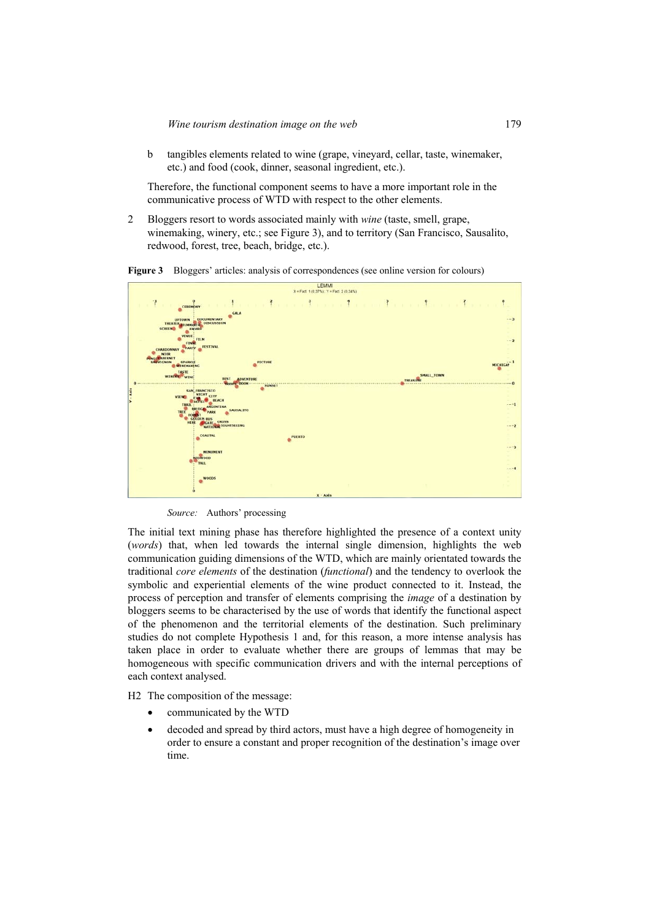b tangibles elements related to wine (grape, vineyard, cellar, taste, winemaker, etc.) and food (cook, dinner, seasonal ingredient, etc.).

Therefore, the functional component seems to have a more important role in the communicative process of WTD with respect to the other elements.

2 Bloggers resort to words associated mainly with *wine* (taste, smell, grape, winemaking, winery, etc.; see Figure 3), and to territory (San Francisco, Sausalito, redwood, forest, tree, beach, bridge, etc.).

**Figure 3** Bloggers' articles: analysis of correspondences (see online version for colours)

*Source:* Authors' processing

The initial text mining phase has therefore highlighted the presence of a context unity (*words*) that, when led towards the internal single dimension, highlights the web communication guiding dimensions of the WTD, which are mainly orientated towards the traditional *core elements* of the destination (*functional*) and the tendency to overlook the symbolic and experiential elements of the wine product connected to it. Instead, the process of perception and transfer of elements comprising the *image* of a destination by bloggers seems to be characterised by the use of words that identify the functional aspect of the phenomenon and the territorial elements of the destination. Such preliminary studies do not complete Hypothesis 1 and, for this reason, a more intense analysis has taken place in order to evaluate whether there are groups of lemmas that may be homogeneous with specific communication drivers and with the internal perceptions of each context analysed.

H2 The composition of the message:

- communicated by the WTD
- decoded and spread by third actors, must have a high degree of homogeneity in order to ensure a constant and proper recognition of the destination's image over time.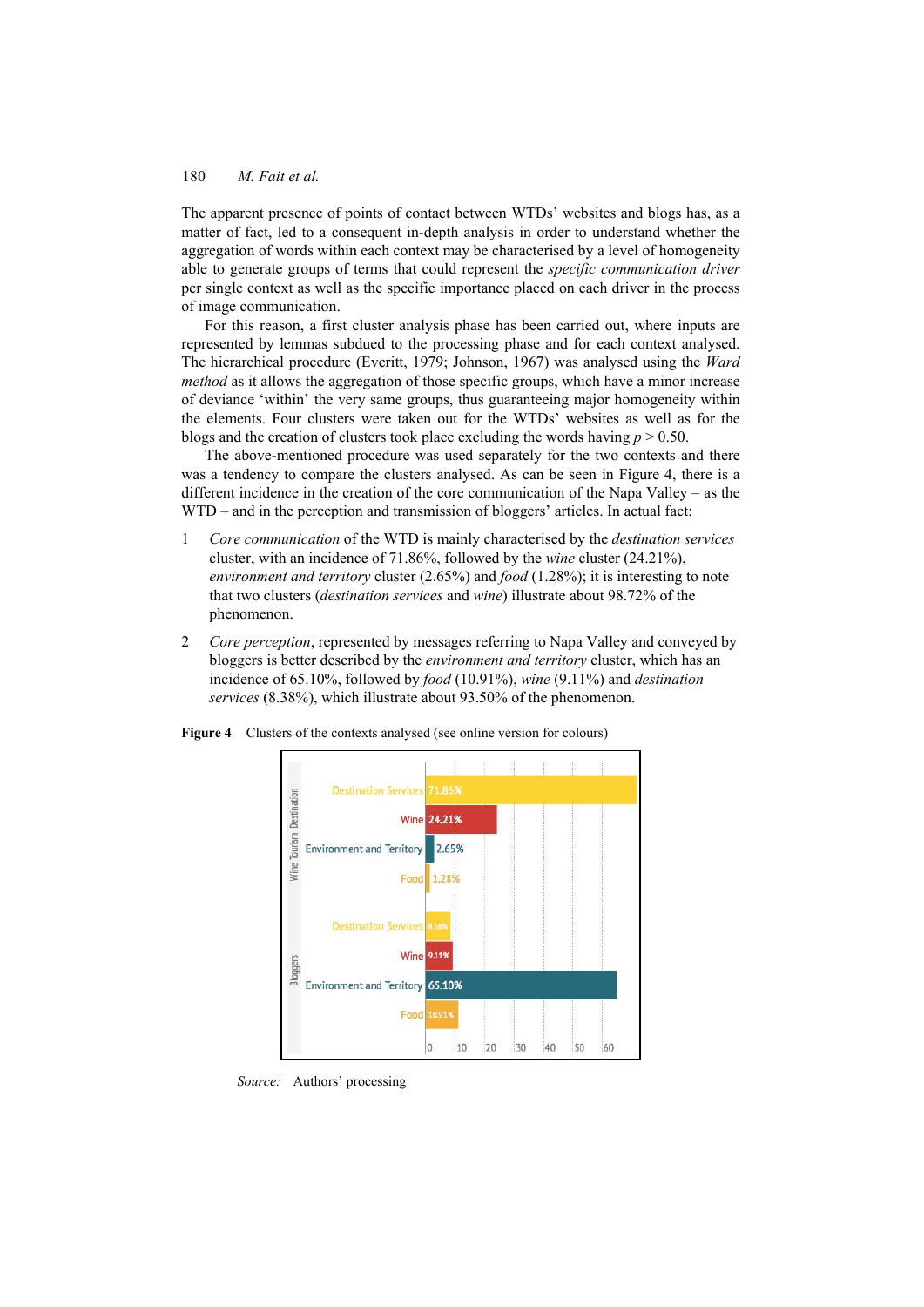The apparent presence of points of contact between WTDs' websites and blogs has, as a matter of fact, led to a consequent in-depth analysis in order to understand whether the aggregation of words within each context may be characterised by a level of homogeneity able to generate groups of terms that could represent the *specific communication driver* per single context as well as the specific importance placed on each driver in the process of image communication.

For this reason, a first cluster analysis phase has been carried out, where inputs are represented by lemmas subdued to the processing phase and for each context analysed. The hierarchical procedure (Everitt, 1979; Johnson, 1967) was analysed using the *Ward method* as it allows the aggregation of those specific groups, which have a minor increase of deviance 'within' the very same groups, thus guaranteeing major homogeneity within the elements. Four clusters were taken out for the WTDs' websites as well as for the blogs and the creation of clusters took place excluding the words having $p > 0.50$.

The above-mentioned procedure was used separately for the two contexts and there was a tendency to compare the clusters analysed. As can be seen in Figure 4, there is a different incidence in the creation of the core communication of the Napa Valley – as the WTD – and in the perception and transmission of bloggers' articles. In actual fact:

1. *Core communication* of the WTD is mainly characterised by the *destination services* cluster, with an incidence of 71.86%, followed by the *wine* cluster (24.21%), *environment and territory* cluster (2.65%) and *food* (1.28%); it is interesting to note that two clusters (*destination services* and *wine*) illustrate about 98.72% of the phenomenon.

2. *Core perception*, represented by messages referring to Napa Valley and conveyed by bloggers is better described by the *environment and territory* cluster, which has an incidence of 65.10%, followed by *food* (10.91%), *wine* (9.11%) and *destination services* (8.38%), which illustrate about 93.50% of the phenomenon.

**Figure 4** Clusters of the contexts analysed (see online version for colours)

| | Cluster | % |
|---|---|---|
| Wine Tourism Destination | Destination Services | 71.86% |
| | Wine | 24.21% |
| | Environment and Territory | 2.65% |
| | Food | 1.28% |
| Bloggers | Destination Services | 8.38% |
| | Wine | 9.11% |
| | Environment and Territory | 65.10% |
| | Food | 10.91% |

*Source:* Authors' processing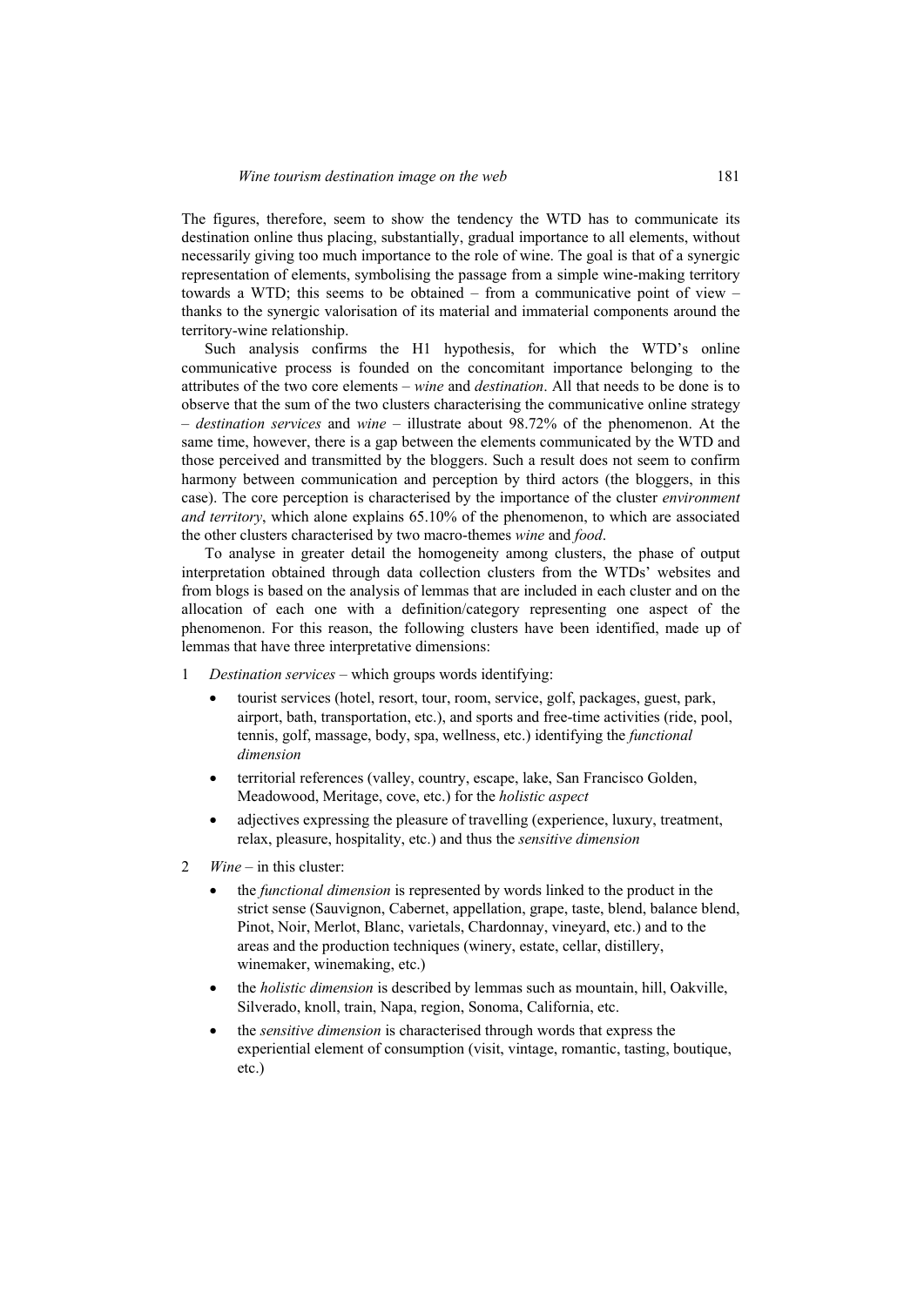The figures, therefore, seem to show the tendency the WTD has to communicate its destination online thus placing, substantially, gradual importance to all elements, without necessarily giving too much importance to the role of wine. The goal is that of a synergic representation of elements, symbolising the passage from a simple wine-making territory towards a WTD; this seems to be obtained – from a communicative point of view – thanks to the synergic valorisation of its material and immaterial components around the territory-wine relationship.

Such analysis confirms the H1 hypothesis, for which the WTD's online communicative process is founded on the concomitant importance belonging to the attributes of the two core elements – *wine* and *destination*. All that needs to be done is to observe that the sum of the two clusters characterising the communicative online strategy – *destination services* and *wine* – illustrate about 98.72% of the phenomenon. At the same time, however, there is a gap between the elements communicated by the WTD and those perceived and transmitted by the bloggers. Such a result does not seem to confirm harmony between communication and perception by third actors (the bloggers, in this case). The core perception is characterised by the importance of the cluster *environment and territory*, which alone explains 65.10% of the phenomenon, to which are associated the other clusters characterised by two macro-themes *wine* and *food*.

To analyse in greater detail the homogeneity among clusters, the phase of output interpretation obtained through data collection clusters from the WTDs' websites and from blogs is based on the analysis of lemmas that are included in each cluster and on the allocation of each one with a definition/category representing one aspect of the phenomenon. For this reason, the following clusters have been identified, made up of lemmas that have three interpretative dimensions:

1. *Destination services* – which groups words identifying:
   - tourist services (hotel, resort, tour, room, service, golf, packages, guest, park, airport, bath, transportation, etc.), and sports and free-time activities (ride, pool, tennis, golf, massage, body, spa, wellness, etc.) identifying the *functional dimension*
   - territorial references (valley, country, escape, lake, San Francisco Golden, Meadowood, Meritage, cove, etc.) for the *holistic aspect*
   - adjectives expressing the pleasure of travelling (experience, luxury, treatment, relax, pleasure, hospitality, etc.) and thus the *sensitive dimension*
2. *Wine* – in this cluster:
   - the *functional dimension* is represented by words linked to the product in the strict sense (Sauvignon, Cabernet, appellation, grape, taste, blend, balance blend, Pinot, Noir, Merlot, Blanc, varietals, Chardonnay, vineyard, etc.) and to the areas and the production techniques (winery, estate, cellar, distillery, winemaker, winemaking, etc.)
   - the *holistic dimension* is described by lemmas such as mountain, hill, Oakville, Silverado, knoll, train, Napa, region, Sonoma, California, etc.
   - the *sensitive dimension* is characterised through words that express the experiential element of consumption (visit, vintage, romantic, tasting, boutique, etc.)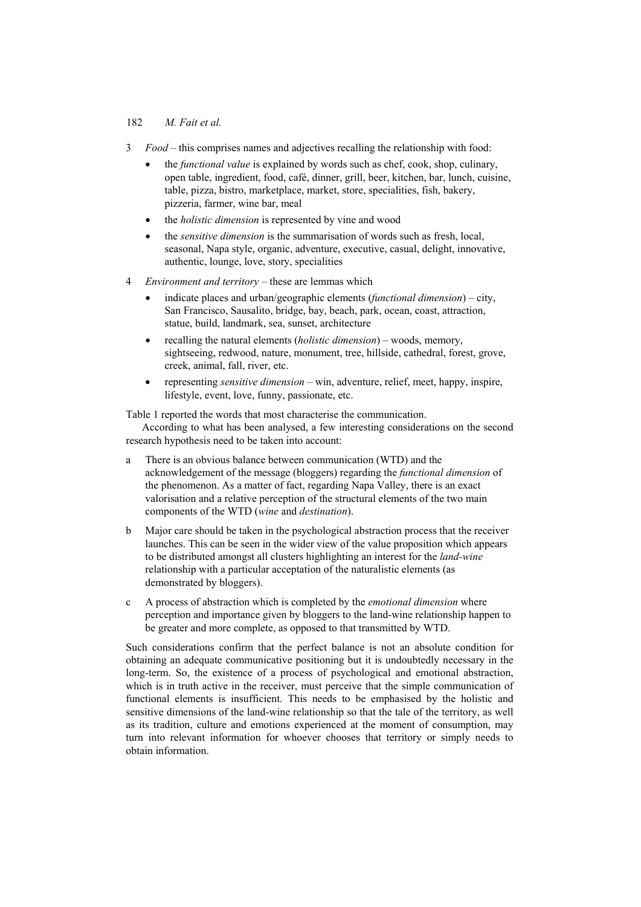3 *Food* – this comprises names and adjectives recalling the relationship with food:

   - the *functional value* is explained by words such as chef, cook, shop, culinary, open table, ingredient, food, café, dinner, grill, beer, kitchen, bar, lunch, cuisine, table, pizza, bistro, marketplace, market, store, specialities, fish, bakery, pizzeria, farmer, wine bar, meal
   - the *holistic dimension* is represented by vine and wood
   - the *sensitive dimension* is the summarisation of words such as fresh, local, seasonal, Napa style, organic, adventure, executive, casual, delight, innovative, authentic, lounge, love, story, specialities

4 *Environment and territory* – these are lemmas which

   - indicate places and urban/geographic elements (*functional dimension*) – city, San Francisco, Sausalito, bridge, bay, beach, park, ocean, coast, attraction, statue, build, landmark, sea, sunset, architecture
   - recalling the natural elements (*holistic dimension*) – woods, memory, sightseeing, redwood, nature, monument, tree, hillside, cathedral, forest, grove, creek, animal, fall, river, etc.
   - representing *sensitive dimension* – win, adventure, relief, meet, happy, inspire, lifestyle, event, love, funny, passionate, etc.

Table 1 reported the words that most characterise the communication.

According to what has been analysed, a few interesting considerations on the second research hypothesis need to be taken into account:

a There is an obvious balance between communication (WTD) and the acknowledgement of the message (bloggers) regarding the *functional dimension* of the phenomenon. As a matter of fact, regarding Napa Valley, there is an exact valorisation and a relative perception of the structural elements of the two main components of the WTD (*wine* and *destination*).

b Major care should be taken in the psychological abstraction process that the receiver launches. This can be seen in the wider view of the value proposition which appears to be distributed amongst all clusters highlighting an interest for the *land-wine* relationship with a particular acceptation of the naturalistic elements (as demonstrated by bloggers).

c A process of abstraction which is completed by the *emotional dimension* where perception and importance given by bloggers to the land-wine relationship happen to be greater and more complete, as opposed to that transmitted by WTD.

Such considerations confirm that the perfect balance is not an absolute condition for obtaining an adequate communicative positioning but it is undoubtedly necessary in the long-term. So, the existence of a process of psychological and emotional abstraction, which is in truth active in the receiver, must perceive that the simple communication of functional elements is insufficient. This needs to be emphasised by the holistic and sensitive dimensions of the land-wine relationship so that the tale of the territory, as well as its tradition, culture and emotions experienced at the moment of consumption, may turn into relevant information for whoever chooses that territory or simply needs to obtain information.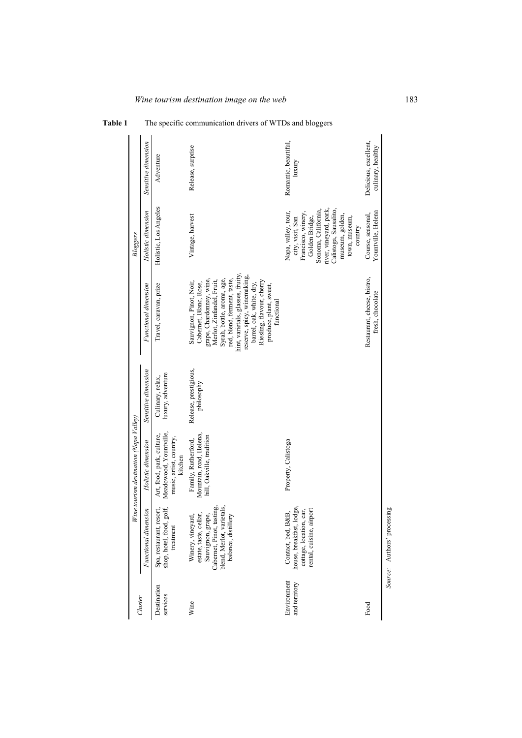**Table 1** The specific communication drivers of WTDs and bloggers

| Cluster | Wine tourism destination (Napa Valley) | | | Bloggers | | |
|---|---|---|---|---|---|---|
| | Functional dimension | Holistic dimension | Sensitive dimension | Functional dimension | Holistic dimension | Sensitive dimension |
| Destination services | Spa, restaurant, resort, shop, hotel, food, golf, treatment | Art, food, park, culture, Meadowood, Yountville, music, artist, country, kitchen | Culinary, relax, luxury, adventure | Travel, caravan, prize | Holistic, Los Angeles | Adventure |
| Wine | Winery, vineyard, estate, taste, cellar, Sauvignon, grape, Cabernet, Pinot, tasting, blend, Merlot, varietals, balance, distillery | Family, Rutherford, Mountain, road, Helena, hill, Oakville, tradition | Release, prestigious, philosophy | Sauvignon, Pinot, Noir, Cabernet, Blanc, Rose, grape, Chardonnay, wine, Merlot, Zinfandel, Fruit, Syrah, bottle, aroma, age, red, blend, ferment, taste, hint, varietals, glasses, fruity, reserve, spicy, winemaking, barrel, oak, white, dry, Riesling, flavour, cherry produce, plant, sweet, functional | Vintage, harvest | Release, surprise |
| Environment and territory | Contact, bed, B&B, house, breakfast, lodge, cottage, location, car, rental, cuisine, airport | Property, Calistoga | | | Napa, valley, tour, city, visit, San Francisco, winery, Golden Bridge, Sonoma, California, river, vineyard, park, Calistoga, Sausalito, museum, golden, town, museum, country | Romantic, beautiful, luxury |
| Food | | | | Restaurant, cheese, bistro, fresh, chocolate | Course, seasonal, Yountville, Helena | Delicious, excellent, culinary, healthy |

*Source:* Authors' processing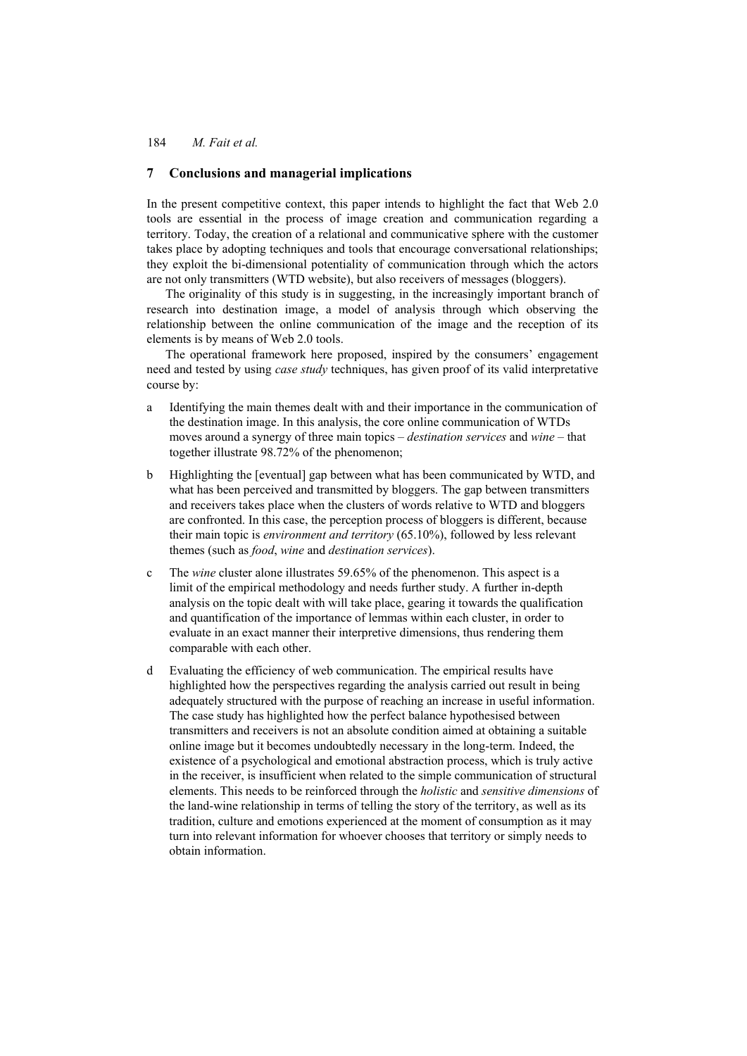## 7 Conclusions and managerial implications

In the present competitive context, this paper intends to highlight the fact that Web 2.0 tools are essential in the process of image creation and communication regarding a territory. Today, the creation of a relational and communicative sphere with the customer takes place by adopting techniques and tools that encourage conversational relationships; they exploit the bi-dimensional potentiality of communication through which the actors are not only transmitters (WTD website), but also receivers of messages (bloggers).

The originality of this study is in suggesting, in the increasingly important branch of research into destination image, a model of analysis through which observing the relationship between the online communication of the image and the reception of its elements is by means of Web 2.0 tools.

The operational framework here proposed, inspired by the consumers' engagement need and tested by using *case study* techniques, has given proof of its valid interpretative course by:

a Identifying the main themes dealt with and their importance in the communication of the destination image. In this analysis, the core online communication of WTDs moves around a synergy of three main topics – *destination services* and *wine* – that together illustrate 98.72% of the phenomenon;

b Highlighting the [eventual] gap between what has been communicated by WTD, and what has been perceived and transmitted by bloggers. The gap between transmitters and receivers takes place when the clusters of words relative to WTD and bloggers are confronted. In this case, the perception process of bloggers is different, because their main topic is *environment and territory* (65.10%), followed by less relevant themes (such as *food*, *wine* and *destination services*).

c The *wine* cluster alone illustrates 59.65% of the phenomenon. This aspect is a limit of the empirical methodology and needs further study. A further in-depth analysis on the topic dealt with will take place, gearing it towards the qualification and quantification of the importance of lemmas within each cluster, in order to evaluate in an exact manner their interpretive dimensions, thus rendering them comparable with each other.

d Evaluating the efficiency of web communication. The empirical results have highlighted how the perspectives regarding the analysis carried out result in being adequately structured with the purpose of reaching an increase in useful information. The case study has highlighted how the perfect balance hypothesised between transmitters and receivers is not an absolute condition aimed at obtaining a suitable online image but it becomes undoubtedly necessary in the long-term. Indeed, the existence of a psychological and emotional abstraction process, which is truly active in the receiver, is insufficient when related to the simple communication of structural elements. This needs to be reinforced through the *holistic* and *sensitive dimensions* of the land-wine relationship in terms of telling the story of the territory, as well as its tradition, culture and emotions experienced at the moment of consumption as it may turn into relevant information for whoever chooses that territory or simply needs to obtain information.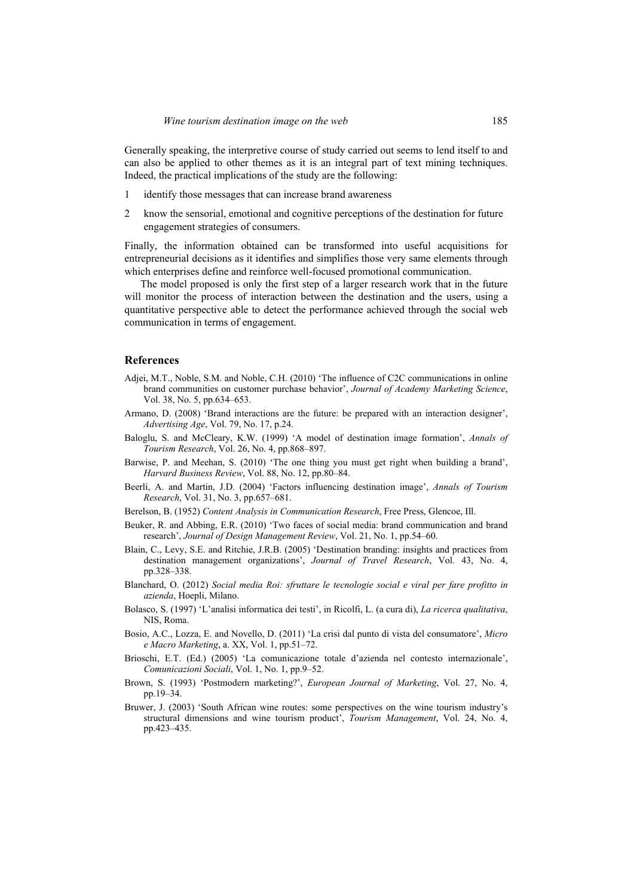Generally speaking, the interpretive course of study carried out seems to lend itself to and can also be applied to other themes as it is an integral part of text mining techniques. Indeed, the practical implications of the study are the following:

1. identify those messages that can increase brand awareness
2. know the sensorial, emotional and cognitive perceptions of the destination for future engagement strategies of consumers.

Finally, the information obtained can be transformed into useful acquisitions for entrepreneurial decisions as it identifies and simplifies those very same elements through which enterprises define and reinforce well-focused promotional communication.

The model proposed is only the first step of a larger research work that in the future will monitor the process of interaction between the destination and the users, using a quantitative perspective able to detect the performance achieved through the social web communication in terms of engagement.

## References

Adjei, M.T., Noble, S.M. and Noble, C.H. (2010) 'The influence of C2C communications in online brand communities on customer purchase behavior', *Journal of Academy Marketing Science*, Vol. 38, No. 5, pp.634–653.

Armano, D. (2008) 'Brand interactions are the future: be prepared with an interaction designer', *Advertising Age*, Vol. 79, No. 17, p.24.

Baloglu, S. and McCleary, K.W. (1999) 'A model of destination image formation', *Annals of Tourism Research*, Vol. 26, No. 4, pp.868–897.

Barwise, P. and Meehan, S. (2010) 'The one thing you must get right when building a brand', *Harvard Business Review*, Vol. 88, No. 12, pp.80–84.

Beerli, A. and Martin, J.D. (2004) 'Factors influencing destination image', *Annals of Tourism Research*, Vol. 31, No. 3, pp.657–681.

Berelson, B. (1952) *Content Analysis in Communication Research*, Free Press, Glencoe, Ill.

Beuker, R. and Abbing, E.R. (2010) 'Two faces of social media: brand communication and brand research', *Journal of Design Management Review*, Vol. 21, No. 1, pp.54–60.

Blain, C., Levy, S.E. and Ritchie, J.R.B. (2005) 'Destination branding: insights and practices from destination management organizations', *Journal of Travel Research*, Vol. 43, No. 4, pp.328–338.

Blanchard, O. (2012) *Social media Roi: sfruttare le tecnologie social e viral per fare profitto in azienda*, Hoepli, Milano.

Bolasco, S. (1997) 'L'analisi informatica dei testi', in Ricolfi, L. (a cura di), *La ricerca qualitativa*, NIS, Roma.

Bosio, A.C., Lozza, E. and Novello, D. (2011) 'La crisi dal punto di vista del consumatore', *Micro e Macro Marketing*, a. XX, Vol. 1, pp.51–72.

Brioschi, E.T. (Ed.) (2005) 'La comunicazione totale d'azienda nel contesto internazionale', *Comunicazioni Sociali*, Vol. 1, No. 1, pp.9–52.

Brown, S. (1993) 'Postmodern marketing?', *European Journal of Marketing*, Vol. 27, No. 4, pp.19–34.

Bruwer, J. (2003) 'South African wine routes: some perspectives on the wine tourism industry's structural dimensions and wine tourism product', *Tourism Management*, Vol. 24, No. 4, pp.423–435.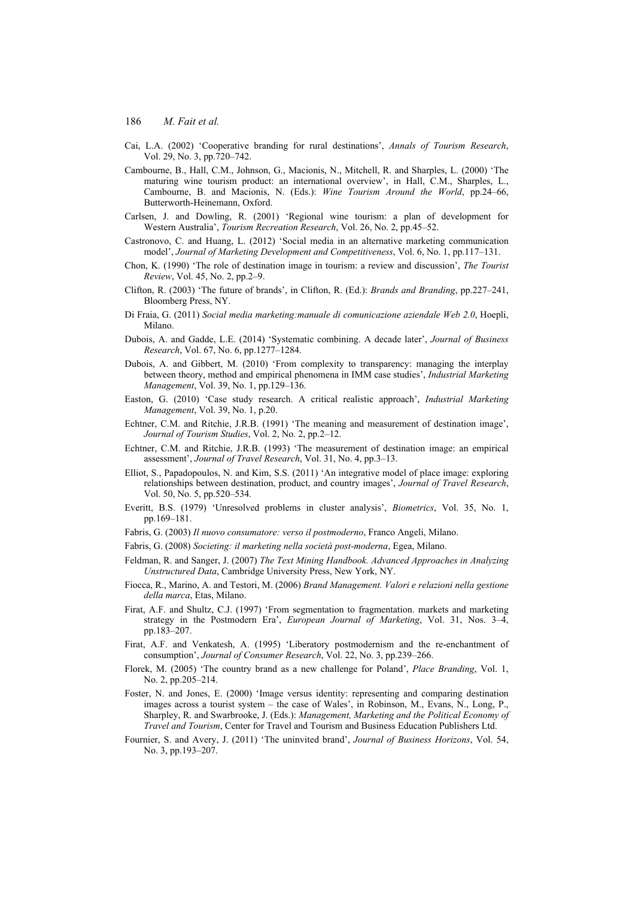Cai, L.A. (2002) 'Cooperative branding for rural destinations', *Annals of Tourism Research*, Vol. 29, No. 3, pp.720–742.

Cambourne, B., Hall, C.M., Johnson, G., Macionis, N., Mitchell, R. and Sharples, L. (2000) 'The maturing wine tourism product: an international overview', in Hall, C.M., Sharples, L., Cambourne, B. and Macionis, N. (Eds.): *Wine Tourism Around the World*, pp.24–66, Butterworth-Heinemann, Oxford.

Carlsen, J. and Dowling, R. (2001) 'Regional wine tourism: a plan of development for Western Australia', *Tourism Recreation Research*, Vol. 26, No. 2, pp.45–52.

Castronovo, C. and Huang, L. (2012) 'Social media in an alternative marketing communication model', *Journal of Marketing Development and Competitiveness*, Vol. 6, No. 1, pp.117–131.

Chon, K. (1990) 'The role of destination image in tourism: a review and discussion', *The Tourist Review*, Vol. 45, No. 2, pp.2–9.

Clifton, R. (2003) 'The future of brands', in Clifton, R. (Ed.): *Brands and Branding*, pp.227–241, Bloomberg Press, NY.

Di Fraia, G. (2011) *Social media marketing:manuale di comunicazione aziendale Web 2.0*, Hoepli, Milano.

Dubois, A. and Gadde, L.E. (2014) 'Systematic combining. A decade later', *Journal of Business Research*, Vol. 67, No. 6, pp.1277–1284.

Dubois, A. and Gibbert, M. (2010) 'From complexity to transparency: managing the interplay between theory, method and empirical phenomena in IMM case studies', *Industrial Marketing Management*, Vol. 39, No. 1, pp.129–136.

Easton, G. (2010) 'Case study research. A critical realistic approach', *Industrial Marketing Management*, Vol. 39, No. 1, p.20.

Echtner, C.M. and Ritchie, J.R.B. (1991) 'The meaning and measurement of destination image', *Journal of Tourism Studies*, Vol. 2, No. 2, pp.2–12.

Echtner, C.M. and Ritchie, J.R.B. (1993) 'The measurement of destination image: an empirical assessment', *Journal of Travel Research*, Vol. 31, No. 4, pp.3–13.

Elliot, S., Papadopoulos, N. and Kim, S.S. (2011) 'An integrative model of place image: exploring relationships between destination, product, and country images', *Journal of Travel Research*, Vol. 50, No. 5, pp.520–534.

Everitt, B.S. (1979) 'Unresolved problems in cluster analysis', *Biometrics*, Vol. 35, No. 1, pp.169–181.

Fabris, G. (2003) *Il nuovo consumatore: verso il postmoderno*, Franco Angeli, Milano.

Fabris, G. (2008) *Societing: il marketing nella società post-moderna*, Egea, Milano.

Feldman, R. and Sanger, J. (2007) *The Text Mining Handbook. Advanced Approaches in Analyzing Unstructured Data*, Cambridge University Press, New York, NY.

Fiocca, R., Marino, A. and Testori, M. (2006) *Brand Management. Valori e relazioni nella gestione della marca*, Etas, Milano.

Firat, A.F. and Shultz, C.J. (1997) 'From segmentation to fragmentation. markets and marketing strategy in the Postmodern Era', *European Journal of Marketing*, Vol. 31, Nos. 3–4, pp.183–207.

Firat, A.F. and Venkatesh, A. (1995) 'Liberatory postmodernism and the re-enchantment of consumption', *Journal of Consumer Research*, Vol. 22, No. 3, pp.239–266.

Florek, M. (2005) 'The country brand as a new challenge for Poland', *Place Branding*, Vol. 1, No. 2, pp.205–214.

Foster, N. and Jones, E. (2000) 'Image versus identity: representing and comparing destination images across a tourist system – the case of Wales', in Robinson, M., Evans, N., Long, P., Sharpley, R. and Swarbrooke, J. (Eds.): *Management, Marketing and the Political Economy of Travel and Tourism*, Center for Travel and Tourism and Business Education Publishers Ltd.

Fournier, S. and Avery, J. (2011) 'The uninvited brand', *Journal of Business Horizons*, Vol. 54, No. 3, pp.193–207.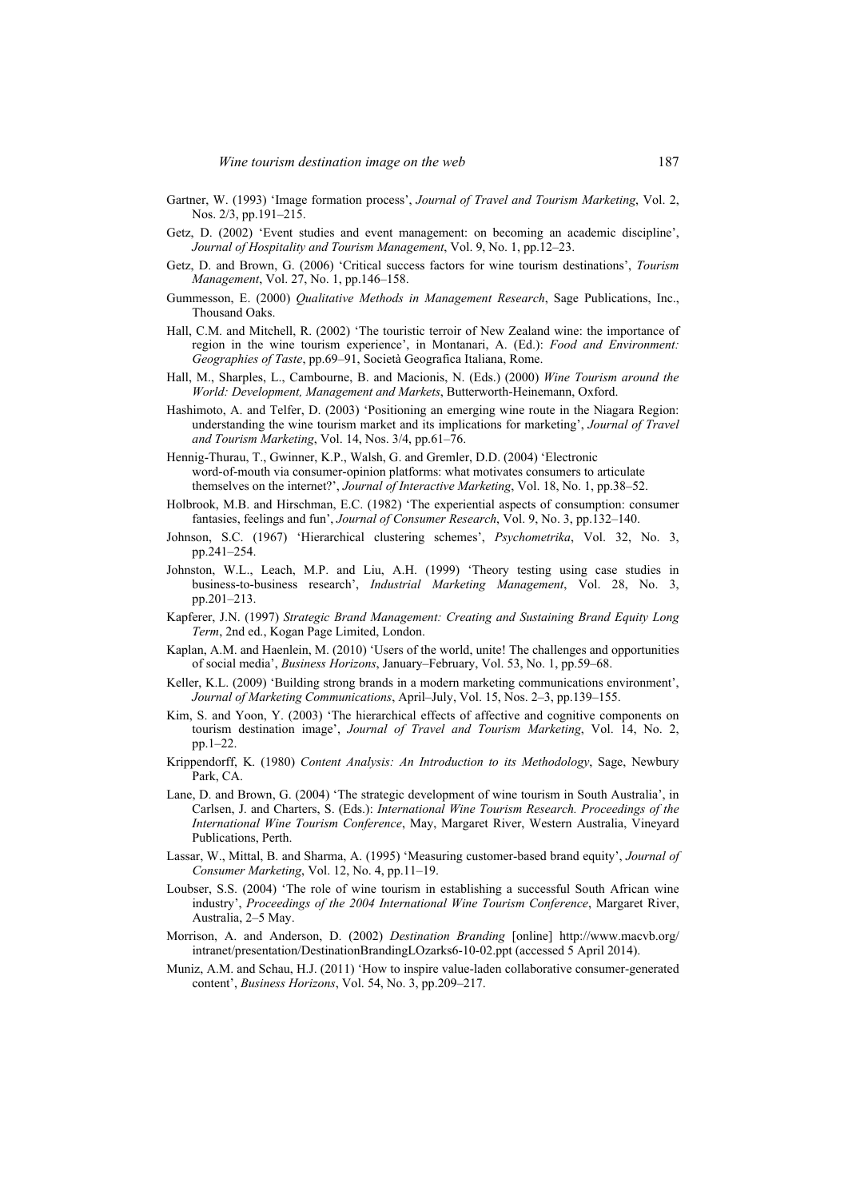Gartner, W. (1993) 'Image formation process', *Journal of Travel and Tourism Marketing*, Vol. 2, Nos. 2/3, pp.191–215.

Getz, D. (2002) 'Event studies and event management: on becoming an academic discipline', *Journal of Hospitality and Tourism Management*, Vol. 9, No. 1, pp.12–23.

Getz, D. and Brown, G. (2006) 'Critical success factors for wine tourism destinations', *Tourism Management*, Vol. 27, No. 1, pp.146–158.

Gummesson, E. (2000) *Qualitative Methods in Management Research*, Sage Publications, Inc., Thousand Oaks.

Hall, C.M. and Mitchell, R. (2002) 'The touristic terroir of New Zealand wine: the importance of region in the wine tourism experience', in Montanari, A. (Ed.): *Food and Environment: Geographies of Taste*, pp.69–91, Società Geografica Italiana, Rome.

Hall, M., Sharples, L., Cambourne, B. and Macionis, N. (Eds.) (2000) *Wine Tourism around the World: Development, Management and Markets*, Butterworth-Heinemann, Oxford.

Hashimoto, A. and Telfer, D. (2003) 'Positioning an emerging wine route in the Niagara Region: understanding the wine tourism market and its implications for marketing', *Journal of Travel and Tourism Marketing*, Vol. 14, Nos. 3/4, pp.61–76.

Hennig-Thurau, T., Gwinner, K.P., Walsh, G. and Gremler, D.D. (2004) 'Electronic word-of-mouth via consumer-opinion platforms: what motivates consumers to articulate themselves on the internet?', *Journal of Interactive Marketing*, Vol. 18, No. 1, pp.38–52.

Holbrook, M.B. and Hirschman, E.C. (1982) 'The experiential aspects of consumption: consumer fantasies, feelings and fun', *Journal of Consumer Research*, Vol. 9, No. 3, pp.132–140.

Johnson, S.C. (1967) 'Hierarchical clustering schemes', *Psychometrika*, Vol. 32, No. 3, pp.241–254.

Johnston, W.L., Leach, M.P. and Liu, A.H. (1999) 'Theory testing using case studies in business-to-business research', *Industrial Marketing Management*, Vol. 28, No. 3, pp.201–213.

Kapferer, J.N. (1997) *Strategic Brand Management: Creating and Sustaining Brand Equity Long Term*, 2nd ed., Kogan Page Limited, London.

Kaplan, A.M. and Haenlein, M. (2010) 'Users of the world, unite! The challenges and opportunities of social media', *Business Horizons*, January–February, Vol. 53, No. 1, pp.59–68.

Keller, K.L. (2009) 'Building strong brands in a modern marketing communications environment', *Journal of Marketing Communications*, April–July, Vol. 15, Nos. 2–3, pp.139–155.

Kim, S. and Yoon, Y. (2003) 'The hierarchical effects of affective and cognitive components on tourism destination image', *Journal of Travel and Tourism Marketing*, Vol. 14, No. 2, pp.1–22.

Krippendorff, K. (1980) *Content Analysis: An Introduction to its Methodology*, Sage, Newbury Park, CA.

Lane, D. and Brown, G. (2004) 'The strategic development of wine tourism in South Australia', in Carlsen, J. and Charters, S. (Eds.): *International Wine Tourism Research. Proceedings of the International Wine Tourism Conference*, May, Margaret River, Western Australia, Vineyard Publications, Perth.

Lassar, W., Mittal, B. and Sharma, A. (1995) 'Measuring customer-based brand equity', *Journal of Consumer Marketing*, Vol. 12, No. 4, pp.11–19.

Loubser, S.S. (2004) 'The role of wine tourism in establishing a successful South African wine industry', *Proceedings of the 2004 International Wine Tourism Conference*, Margaret River, Australia, 2–5 May.

Morrison, A. and Anderson, D. (2002) *Destination Branding* [online] http://www.macvb.org/intranet/presentation/DestinationBrandingLOzarks6-10-02.ppt (accessed 5 April 2014).

Muniz, A.M. and Schau, H.J. (2011) 'How to inspire value-laden collaborative consumer-generated content', *Business Horizons*, Vol. 54, No. 3, pp.209–217.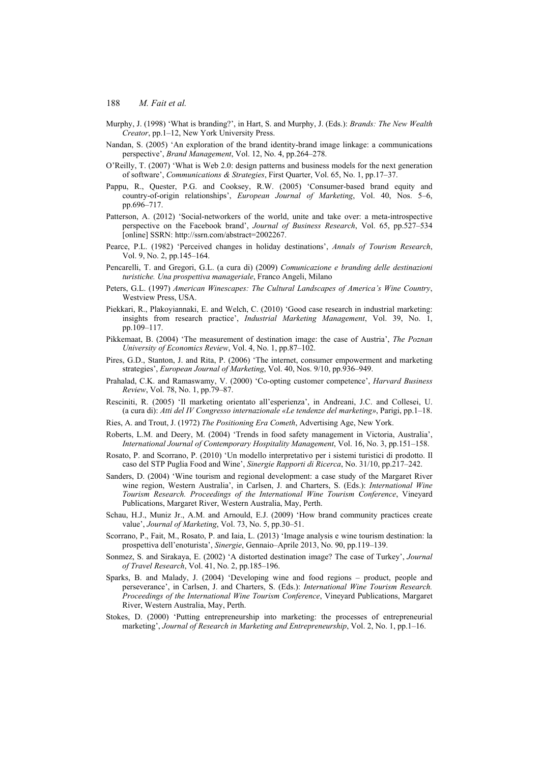Murphy, J. (1998) 'What is branding?', in Hart, S. and Murphy, J. (Eds.): *Brands: The New Wealth Creator*, pp.1–12, New York University Press.

Nandan, S. (2005) 'An exploration of the brand identity-brand image linkage: a communications perspective', *Brand Management*, Vol. 12, No. 4, pp.264–278.

O'Reilly, T. (2007) 'What is Web 2.0: design patterns and business models for the next generation of software', *Communications & Strategies*, First Quarter, Vol. 65, No. 1, pp.17–37.

Pappu, R., Quester, P.G. and Cooksey, R.W. (2005) 'Consumer-based brand equity and country-of-origin relationships', *European Journal of Marketing*, Vol. 40, Nos. 5–6, pp.696–717.

Patterson, A. (2012) 'Social-networkers of the world, unite and take over: a meta-introspective perspective on the Facebook brand', *Journal of Business Research*, Vol. 65, pp.527–534 [online] SSRN: http://ssrn.com/abstract=2002267.

Pearce, P.L. (1982) 'Perceived changes in holiday destinations', *Annals of Tourism Research*, Vol. 9, No. 2, pp.145–164.

Pencarelli, T. and Gregori, G.L. (a cura di) (2009) *Comunicazione e branding delle destinazioni turistiche. Una prospettiva manageriale*, Franco Angeli, Milano

Peters, G.L. (1997) *American Winescapes: The Cultural Landscapes of America's Wine Country*, Westview Press, USA.

Piekkari, R., Plakoyiannaki, E. and Welch, C. (2010) 'Good case research in industrial marketing: insights from research practice', *Industrial Marketing Management*, Vol. 39, No. 1, pp.109–117.

Pikkemaat, B. (2004) 'The measurement of destination image: the case of Austria', *The Poznan University of Economics Review*, Vol. 4, No. 1, pp.87–102.

Pires, G.D., Stanton, J. and Rita, P. (2006) 'The internet, consumer empowerment and marketing strategies', *European Journal of Marketing*, Vol. 40, Nos. 9/10, pp.936–949.

Prahalad, C.K. and Ramaswamy, V. (2000) 'Co-opting customer competence', *Harvard Business Review*, Vol. 78, No. 1, pp.79–87.

Resciniti, R. (2005) 'Il marketing orientato all'esperienza', in Andreani, J.C. and Collesei, U. (a cura di): *Atti del IV Congresso internazionale «Le tendenze del marketing»*, Parigi, pp.1–18.

Ries, A. and Trout, J. (1972) *The Positioning Era Cometh*, Advertising Age, New York.

Roberts, L.M. and Deery, M. (2004) 'Trends in food safety management in Victoria, Australia', *International Journal of Contemporary Hospitality Management*, Vol. 16, No. 3, pp.151–158.

Rosato, P. and Scorrano, P. (2010) 'Un modello interpretativo per i sistemi turistici di prodotto. Il caso del STP Puglia Food and Wine', *Sinergie Rapporti di Ricerca*, No. 31/10, pp.217–242.

Sanders, D. (2004) 'Wine tourism and regional development: a case study of the Margaret River wine region, Western Australia', in Carlsen, J. and Charters, S. (Eds.): *International Wine Tourism Research. Proceedings of the International Wine Tourism Conference*, Vineyard Publications, Margaret River, Western Australia, May, Perth.

Schau, H.J., Muniz Jr., A.M. and Arnould, E.J. (2009) 'How brand community practices create value', *Journal of Marketing*, Vol. 73, No. 5, pp.30–51.

Scorrano, P., Fait, M., Rosato, P. and Iaia, L. (2013) 'Image analysis e wine tourism destination: la prospettiva dell'enoturista', *Sinergie*, Gennaio–Aprile 2013, No. 90, pp.119–139.

Sonmez, S. and Sirakaya, E. (2002) 'A distorted destination image? The case of Turkey', *Journal of Travel Research*, Vol. 41, No. 2, pp.185–196.

Sparks, B. and Malady, J. (2004) 'Developing wine and food regions – product, people and perseverance', in Carlsen, J. and Charters, S. (Eds.): *International Wine Tourism Research. Proceedings of the International Wine Tourism Conference*, Vineyard Publications, Margaret River, Western Australia, May, Perth.

Stokes, D. (2000) 'Putting entrepreneurship into marketing: the processes of entrepreneurial marketing', *Journal of Research in Marketing and Entrepreneurship*, Vol. 2, No. 1, pp.1–16.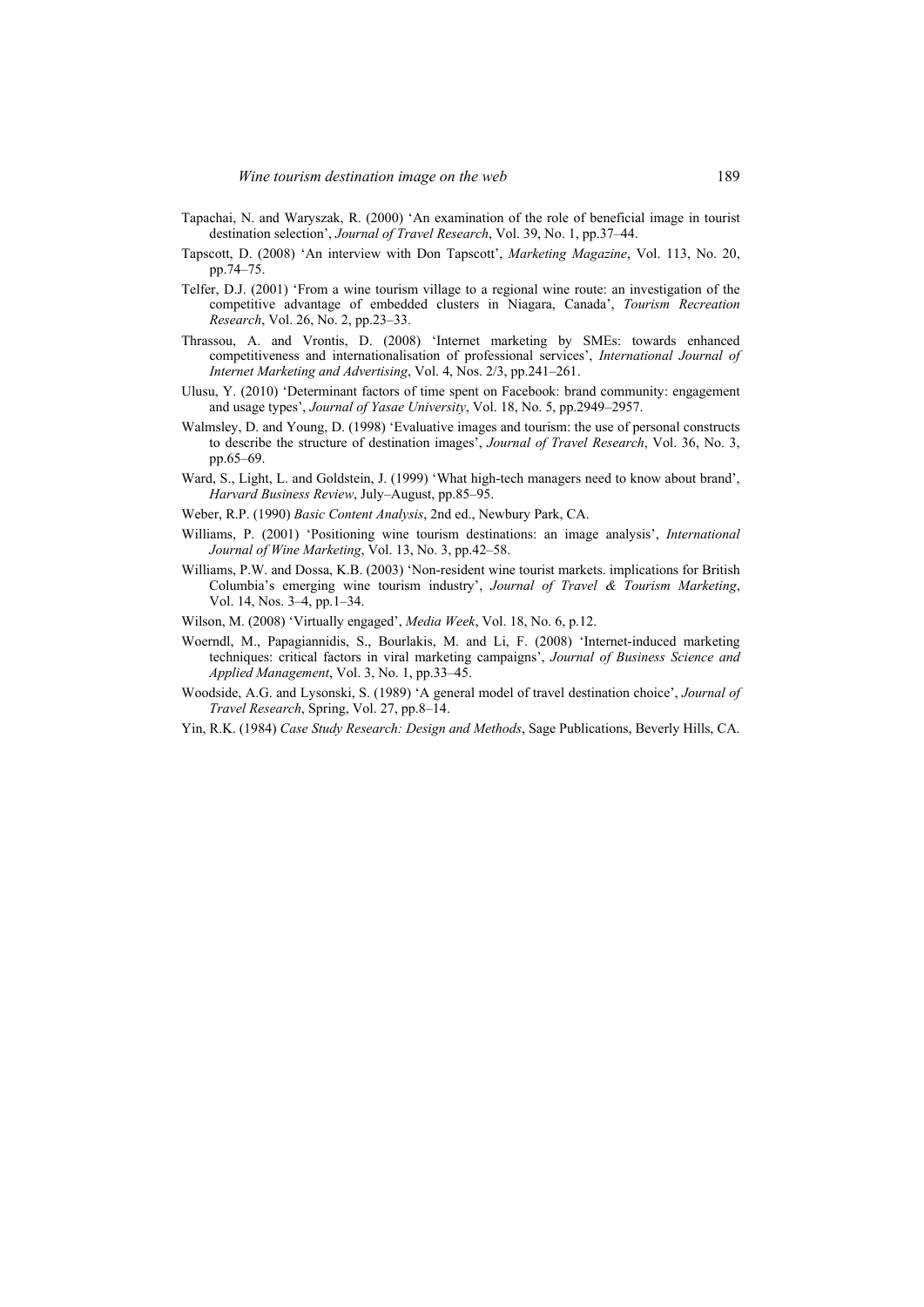Tapachai, N. and Waryszak, R. (2000) 'An examination of the role of beneficial image in tourist destination selection', *Journal of Travel Research*, Vol. 39, No. 1, pp.37–44.

Tapscott, D. (2008) 'An interview with Don Tapscott', *Marketing Magazine*, Vol. 113, No. 20, pp.74–75.

Telfer, D.J. (2001) 'From a wine tourism village to a regional wine route: an investigation of the competitive advantage of embedded clusters in Niagara, Canada', *Tourism Recreation Research*, Vol. 26, No. 2, pp.23–33.

Thrassou, A. and Vrontis, D. (2008) 'Internet marketing by SMEs: towards enhanced competitiveness and internationalisation of professional services', *International Journal of Internet Marketing and Advertising*, Vol. 4, Nos. 2/3, pp.241–261.

Ulusu, Y. (2010) 'Determinant factors of time spent on Facebook: brand community: engagement and usage types', *Journal of Yasae University*, Vol. 18, No. 5, pp.2949–2957.

Walmsley, D. and Young, D. (1998) 'Evaluative images and tourism: the use of personal constructs to describe the structure of destination images', *Journal of Travel Research*, Vol. 36, No. 3, pp.65–69.

Ward, S., Light, L. and Goldstein, J. (1999) 'What high-tech managers need to know about brand', *Harvard Business Review*, July–August, pp.85–95.

Weber, R.P. (1990) *Basic Content Analysis*, 2nd ed., Newbury Park, CA.

Williams, P. (2001) 'Positioning wine tourism destinations: an image analysis', *International Journal of Wine Marketing*, Vol. 13, No. 3, pp.42–58.

Williams, P.W. and Dossa, K.B. (2003) 'Non-resident wine tourist markets. implications for British Columbia's emerging wine tourism industry', *Journal of Travel & Tourism Marketing*, Vol. 14, Nos. 3–4, pp.1–34.

Wilson, M. (2008) 'Virtually engaged', *Media Week*, Vol. 18, No. 6, p.12.

Woerndl, M., Papagiannidis, S., Bourlakis, M. and Li, F. (2008) 'Internet-induced marketing techniques: critical factors in viral marketing campaigns', *Journal of Business Science and Applied Management*, Vol. 3, No. 1, pp.33–45.

Woodside, A.G. and Lysonski, S. (1989) 'A general model of travel destination choice', *Journal of Travel Research*, Spring, Vol. 27, pp.8–14.

Yin, R.K. (1984) *Case Study Research: Design and Methods*, Sage Publications, Beverly Hills, CA.